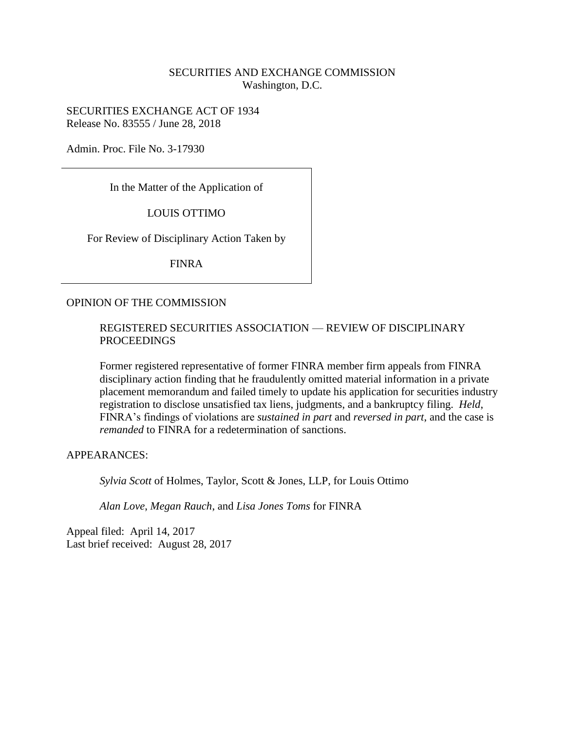SECURITIES AND EXCHANGE COMMISSION
Washington, D.C.

SECURITIES EXCHANGE ACT OF 1934
Release No. 83555 / June 28, 2018

Admin. Proc. File No. 3-17930

In the Matter of the Application of

LOUIS OTTIMO

For Review of Disciplinary Action Taken by

FINRA

OPINION OF THE COMMISSION

REGISTERED SECURITIES ASSOCIATION — REVIEW OF DISCIPLINARY PROCEEDINGS

Former registered representative of former FINRA member firm appeals from FINRA disciplinary action finding that he fraudulently omitted material information in a private placement memorandum and failed timely to update his application for securities industry registration to disclose unsatisfied tax liens, judgments, and a bankruptcy filing. *Held*, FINRA's findings of violations are *sustained in part* and *reversed in part*, and the case is *remanded* to FINRA for a redetermination of sanctions.

APPEARANCES:

*Sylvia Scott* of Holmes, Taylor, Scott & Jones, LLP, for Louis Ottimo

*Alan Love*, *Megan Rauch*, and *Lisa Jones Toms* for FINRA

Appeal filed: April 14, 2017
Last brief received: August 28, 2017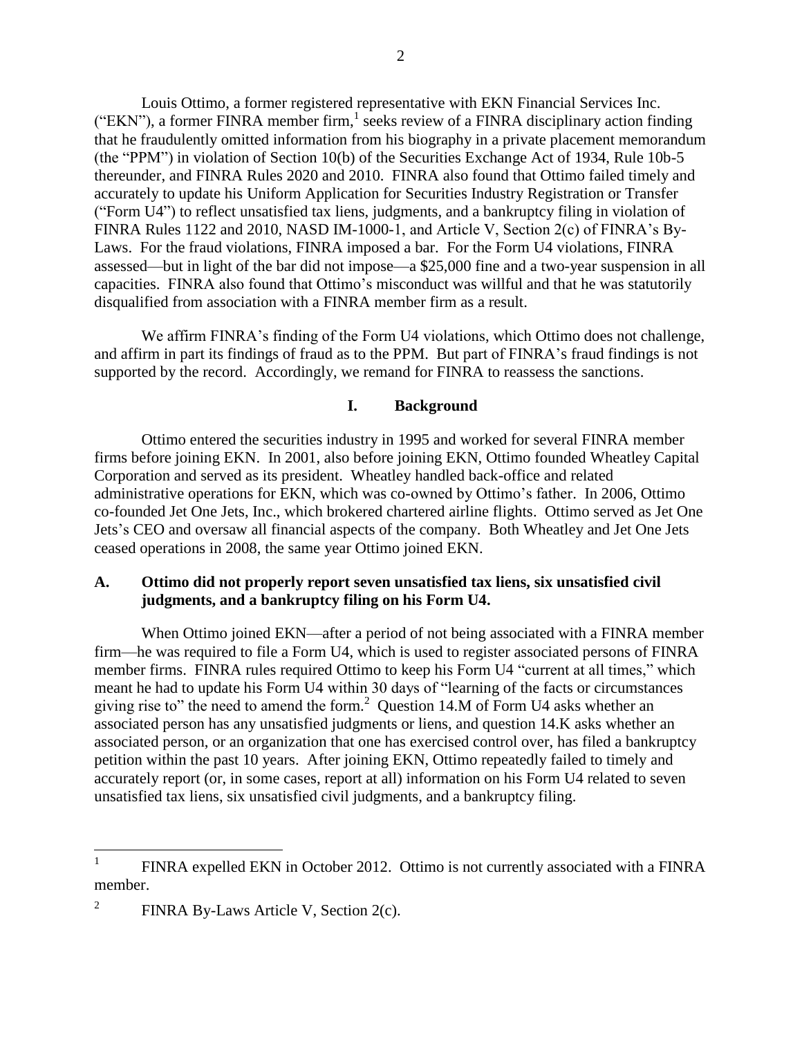Louis Ottimo, a former registered representative with EKN Financial Services Inc. ("EKN"), a former FINRA member firm,[1] seeks review of a FINRA disciplinary action finding that he fraudulently omitted information from his biography in a private placement memorandum (the "PPM") in violation of Section 10(b) of the Securities Exchange Act of 1934, Rule 10b-5 thereunder, and FINRA Rules 2020 and 2010. FINRA also found that Ottimo failed timely and accurately to update his Uniform Application for Securities Industry Registration or Transfer ("Form U4") to reflect unsatisfied tax liens, judgments, and a bankruptcy filing in violation of FINRA Rules 1122 and 2010, NASD IM-1000-1, and Article V, Section 2(c) of FINRA's By-Laws. For the fraud violations, FINRA imposed a bar. For the Form U4 violations, FINRA assessed—but in light of the bar did not impose—a $25,000 fine and a two-year suspension in all capacities. FINRA also found that Ottimo's misconduct was willful and that he was statutorily disqualified from association with a FINRA member firm as a result.

We affirm FINRA's finding of the Form U4 violations, which Ottimo does not challenge, and affirm in part its findings of fraud as to the PPM. But part of FINRA's fraud findings is not supported by the record. Accordingly, we remand for FINRA to reassess the sanctions.

## I. Background

Ottimo entered the securities industry in 1995 and worked for several FINRA member firms before joining EKN. In 2001, also before joining EKN, Ottimo founded Wheatley Capital Corporation and served as its president. Wheatley handled back-office and related administrative operations for EKN, which was co-owned by Ottimo's father. In 2006, Ottimo co-founded Jet One Jets, Inc., which brokered chartered airline flights. Ottimo served as Jet One Jets's CEO and oversaw all financial aspects of the company. Both Wheatley and Jet One Jets ceased operations in 2008, the same year Ottimo joined EKN.

### A. Ottimo did not properly report seven unsatisfied tax liens, six unsatisfied civil judgments, and a bankruptcy filing on his Form U4.

When Ottimo joined EKN—after a period of not being associated with a FINRA member firm—he was required to file a Form U4, which is used to register associated persons of FINRA member firms. FINRA rules required Ottimo to keep his Form U4 "current at all times," which meant he had to update his Form U4 within 30 days of "learning of the facts or circumstances giving rise to" the need to amend the form.[2] Question 14.M of Form U4 asks whether an associated person has any unsatisfied judgments or liens, and question 14.K asks whether an associated person, or an organization that one has exercised control over, has filed a bankruptcy petition within the past 10 years. After joining EKN, Ottimo repeatedly failed to timely and accurately report (or, in some cases, report at all) information on his Form U4 related to seven unsatisfied tax liens, six unsatisfied civil judgments, and a bankruptcy filing.

---

[1] FINRA expelled EKN in October 2012. Ottimo is not currently associated with a FINRA member.

[2] FINRA By-Laws Article V, Section 2(c).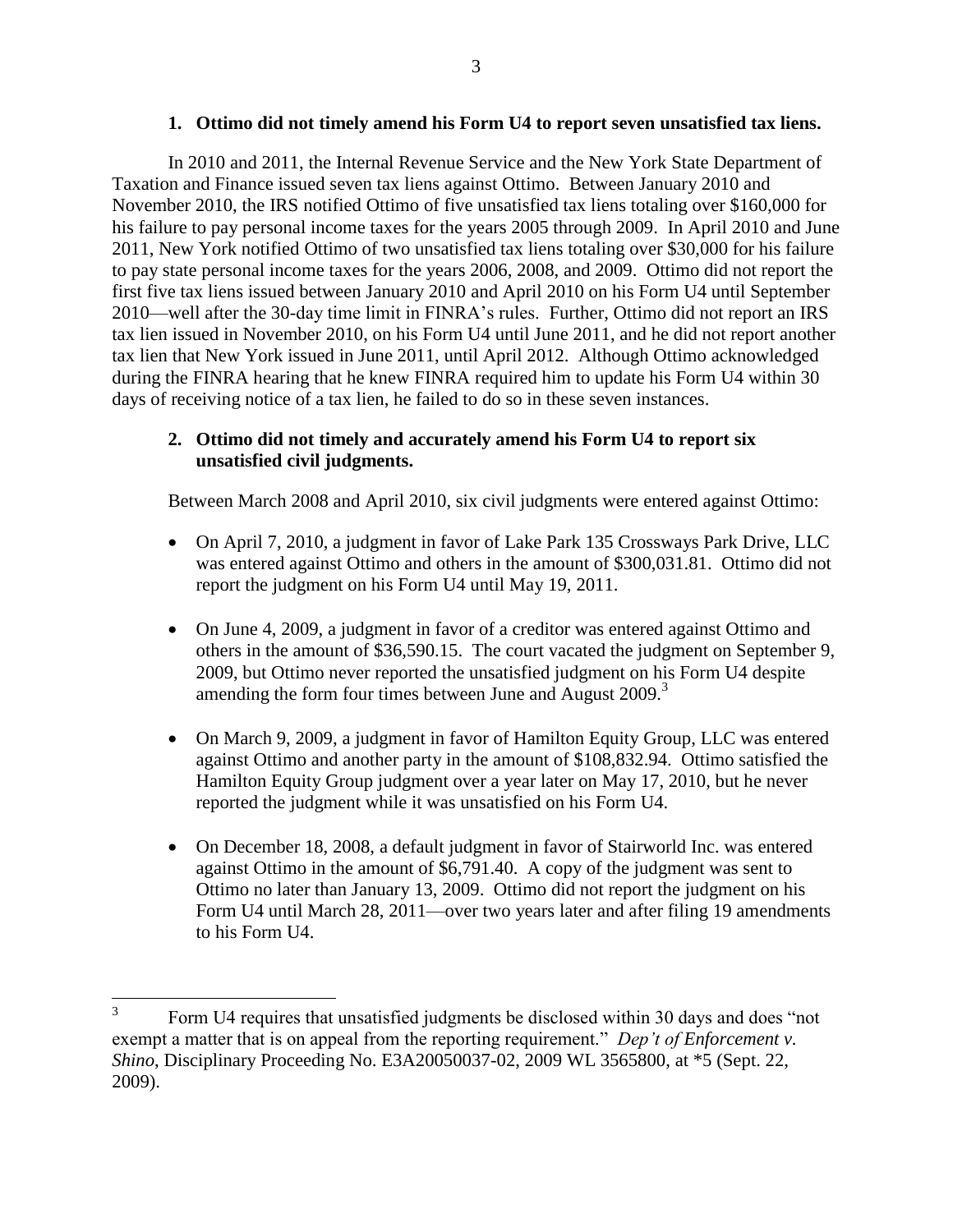### 1. Ottimo did not timely amend his Form U4 to report seven unsatisfied tax liens.

In 2010 and 2011, the Internal Revenue Service and the New York State Department of Taxation and Finance issued seven tax liens against Ottimo. Between January 2010 and November 2010, the IRS notified Ottimo of five unsatisfied tax liens totaling over $160,000 for his failure to pay personal income taxes for the years 2005 through 2009. In April 2010 and June 2011, New York notified Ottimo of two unsatisfied tax liens totaling over $30,000 for his failure to pay state personal income taxes for the years 2006, 2008, and 2009. Ottimo did not report the first five tax liens issued between January 2010 and April 2010 on his Form U4 until September 2010—well after the 30-day time limit in FINRA's rules. Further, Ottimo did not report an IRS tax lien issued in November 2010, on his Form U4 until June 2011, and he did not report another tax lien that New York issued in June 2011, until April 2012. Although Ottimo acknowledged during the FINRA hearing that he knew FINRA required him to update his Form U4 within 30 days of receiving notice of a tax lien, he failed to do so in these seven instances.

### 2. Ottimo did not timely and accurately amend his Form U4 to report six unsatisfied civil judgments.

Between March 2008 and April 2010, six civil judgments were entered against Ottimo:

- On April 7, 2010, a judgment in favor of Lake Park 135 Crossways Park Drive, LLC was entered against Ottimo and others in the amount of $300,031.81. Ottimo did not report the judgment on his Form U4 until May 19, 2011.
- On June 4, 2009, a judgment in favor of a creditor was entered against Ottimo and others in the amount of $36,590.15. The court vacated the judgment on September 9, 2009, but Ottimo never reported the unsatisfied judgment on his Form U4 despite amending the form four times between June and August 2009.[3]
- On March 9, 2009, a judgment in favor of Hamilton Equity Group, LLC was entered against Ottimo and another party in the amount of $108,832.94. Ottimo satisfied the Hamilton Equity Group judgment over a year later on May 17, 2010, but he never reported the judgment while it was unsatisfied on his Form U4.
- On December 18, 2008, a default judgment in favor of Stairworld Inc. was entered against Ottimo in the amount of $6,791.40. A copy of the judgment was sent to Ottimo no later than January 13, 2009. Ottimo did not report the judgment on his Form U4 until March 28, 2011—over two years later and after filing 19 amendments to his Form U4.

---

[3] Form U4 requires that unsatisfied judgments be disclosed within 30 days and does "not exempt a matter that is on appeal from the reporting requirement." *Dep't of Enforcement v. Shino*, Disciplinary Proceeding No. E3A20050037-02, 2009 WL 3565800, at *5 (Sept. 22, 2009).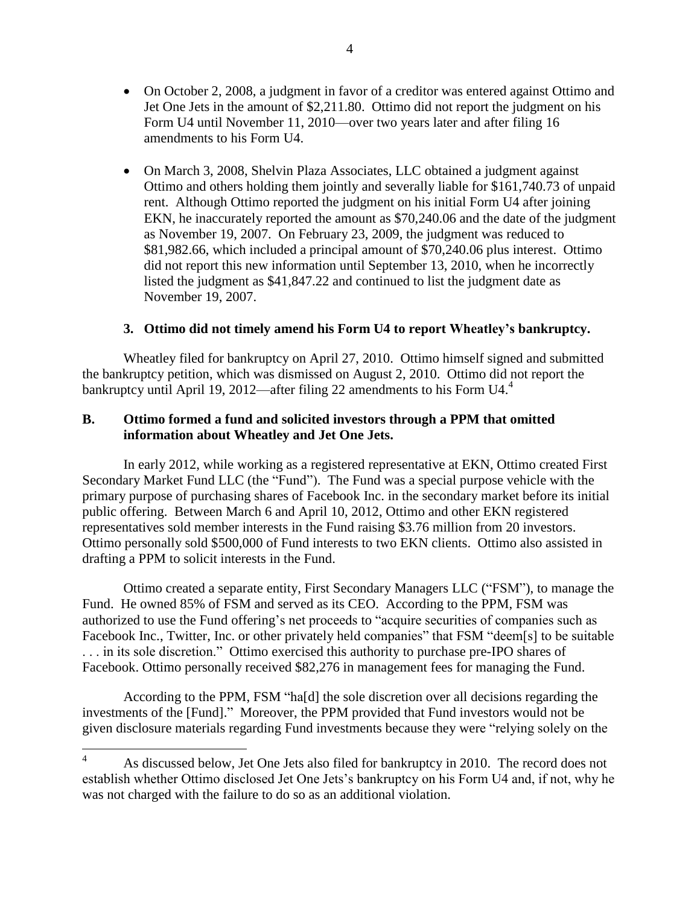- On October 2, 2008, a judgment in favor of a creditor was entered against Ottimo and Jet One Jets in the amount of $2,211.80. Ottimo did not report the judgment on his Form U4 until November 11, 2010—over two years later and after filing 16 amendments to his Form U4.

- On March 3, 2008, Shelvin Plaza Associates, LLC obtained a judgment against Ottimo and others holding them jointly and severally liable for $161,740.73 of unpaid rent. Although Ottimo reported the judgment on his initial Form U4 after joining EKN, he inaccurately reported the amount as $70,240.06 and the date of the judgment as November 19, 2007. On February 23, 2009, the judgment was reduced to $81,982.66, which included a principal amount of $70,240.06 plus interest. Ottimo did not report this new information until September 13, 2010, when he incorrectly listed the judgment as $41,847.22 and continued to list the judgment date as November 19, 2007.

### 3. Ottimo did not timely amend his Form U4 to report Wheatley's bankruptcy.

Wheatley filed for bankruptcy on April 27, 2010. Ottimo himself signed and submitted the bankruptcy petition, which was dismissed on August 2, 2010. Ottimo did not report the bankruptcy until April 19, 2012—after filing 22 amendments to his Form U4.[4]

## B. Ottimo formed a fund and solicited investors through a PPM that omitted information about Wheatley and Jet One Jets.

In early 2012, while working as a registered representative at EKN, Ottimo created First Secondary Market Fund LLC (the "Fund"). The Fund was a special purpose vehicle with the primary purpose of purchasing shares of Facebook Inc. in the secondary market before its initial public offering. Between March 6 and April 10, 2012, Ottimo and other EKN registered representatives sold member interests in the Fund raising $3.76 million from 20 investors. Ottimo personally sold $500,000 of Fund interests to two EKN clients. Ottimo also assisted in drafting a PPM to solicit interests in the Fund.

Ottimo created a separate entity, First Secondary Managers LLC ("FSM"), to manage the Fund. He owned 85% of FSM and served as its CEO. According to the PPM, FSM was authorized to use the Fund offering's net proceeds to "acquire securities of companies such as Facebook Inc., Twitter, Inc. or other privately held companies" that FSM "deem[s] to be suitable . . . in its sole discretion." Ottimo exercised this authority to purchase pre-IPO shares of Facebook. Ottimo personally received $82,276 in management fees for managing the Fund.

According to the PPM, FSM "ha[d] the sole discretion over all decisions regarding the investments of the [Fund]." Moreover, the PPM provided that Fund investors would not be given disclosure materials regarding Fund investments because they were "relying solely on the

---

[4] As discussed below, Jet One Jets also filed for bankruptcy in 2010. The record does not establish whether Ottimo disclosed Jet One Jets's bankruptcy on his Form U4 and, if not, why he was not charged with the failure to do so as an additional violation.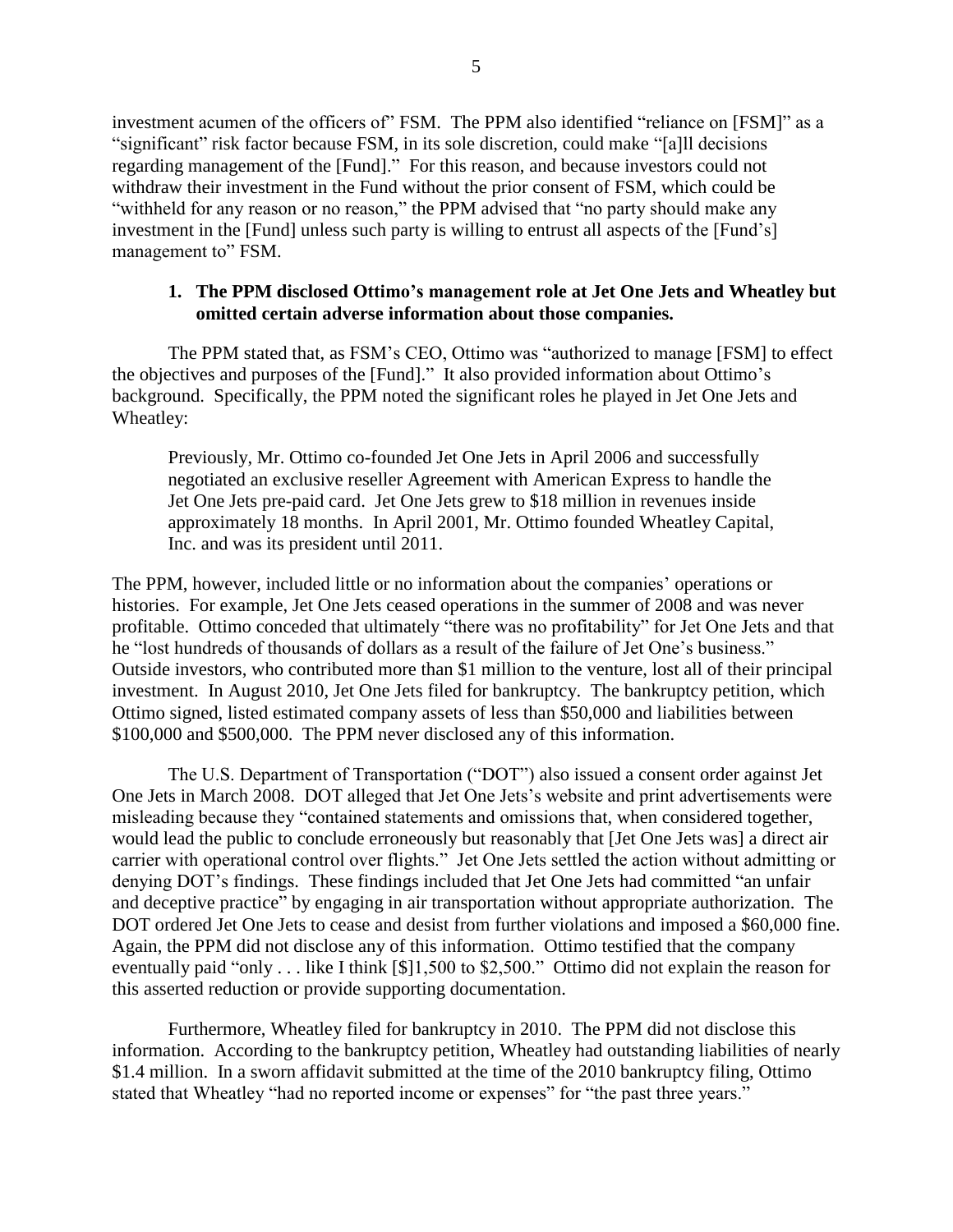investment acumen of the officers of" FSM. The PPM also identified "reliance on [FSM]" as a "significant" risk factor because FSM, in its sole discretion, could make "[a]ll decisions regarding management of the [Fund]." For this reason, and because investors could not withdraw their investment in the Fund without the prior consent of FSM, which could be "withheld for any reason or no reason," the PPM advised that "no party should make any investment in the [Fund] unless such party is willing to entrust all aspects of the [Fund's] management to" FSM.

### 1. The PPM disclosed Ottimo's management role at Jet One Jets and Wheatley but omitted certain adverse information about those companies.

The PPM stated that, as FSM's CEO, Ottimo was "authorized to manage [FSM] to effect the objectives and purposes of the [Fund]." It also provided information about Ottimo's background. Specifically, the PPM noted the significant roles he played in Jet One Jets and Wheatley:

> Previously, Mr. Ottimo co-founded Jet One Jets in April 2006 and successfully negotiated an exclusive reseller Agreement with American Express to handle the Jet One Jets pre-paid card. Jet One Jets grew to $18 million in revenues inside approximately 18 months. In April 2001, Mr. Ottimo founded Wheatley Capital, Inc. and was its president until 2011.

The PPM, however, included little or no information about the companies' operations or histories. For example, Jet One Jets ceased operations in the summer of 2008 and was never profitable. Ottimo conceded that ultimately "there was no profitability" for Jet One Jets and that he "lost hundreds of thousands of dollars as a result of the failure of Jet One's business." Outside investors, who contributed more than $1 million to the venture, lost all of their principal investment. In August 2010, Jet One Jets filed for bankruptcy. The bankruptcy petition, which Ottimo signed, listed estimated company assets of less than $50,000 and liabilities between $100,000 and $500,000. The PPM never disclosed any of this information.

The U.S. Department of Transportation ("DOT") also issued a consent order against Jet One Jets in March 2008. DOT alleged that Jet One Jets's website and print advertisements were misleading because they "contained statements and omissions that, when considered together, would lead the public to conclude erroneously but reasonably that [Jet One Jets was] a direct air carrier with operational control over flights." Jet One Jets settled the action without admitting or denying DOT's findings. These findings included that Jet One Jets had committed "an unfair and deceptive practice" by engaging in air transportation without appropriate authorization. The DOT ordered Jet One Jets to cease and desist from further violations and imposed a $60,000 fine. Again, the PPM did not disclose any of this information. Ottimo testified that the company eventually paid "only . . . like I think [$]1,500 to $2,500." Ottimo did not explain the reason for this asserted reduction or provide supporting documentation.

Furthermore, Wheatley filed for bankruptcy in 2010. The PPM did not disclose this information. According to the bankruptcy petition, Wheatley had outstanding liabilities of nearly $1.4 million. In a sworn affidavit submitted at the time of the 2010 bankruptcy filing, Ottimo stated that Wheatley "had no reported income or expenses" for "the past three years."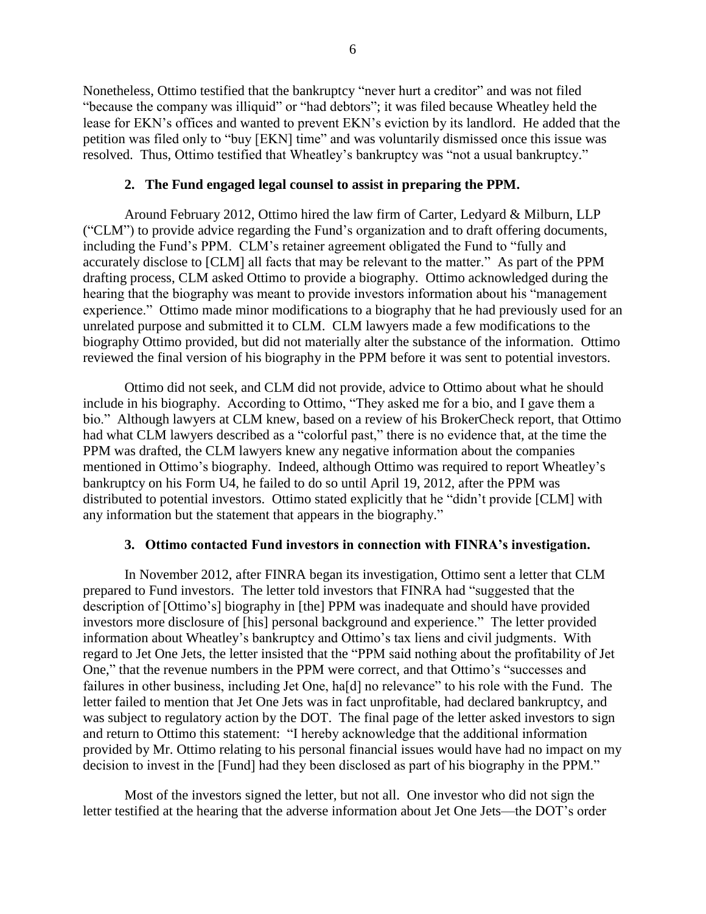Nonetheless, Ottimo testified that the bankruptcy "never hurt a creditor" and was not filed "because the company was illiquid" or "had debtors"; it was filed because Wheatley held the lease for EKN's offices and wanted to prevent EKN's eviction by its landlord. He added that the petition was filed only to "buy [EKN] time" and was voluntarily dismissed once this issue was resolved. Thus, Ottimo testified that Wheatley's bankruptcy was "not a usual bankruptcy."

### 2. The Fund engaged legal counsel to assist in preparing the PPM.

Around February 2012, Ottimo hired the law firm of Carter, Ledyard & Milburn, LLP ("CLM") to provide advice regarding the Fund's organization and to draft offering documents, including the Fund's PPM. CLM's retainer agreement obligated the Fund to "fully and accurately disclose to [CLM] all facts that may be relevant to the matter." As part of the PPM drafting process, CLM asked Ottimo to provide a biography. Ottimo acknowledged during the hearing that the biography was meant to provide investors information about his "management experience." Ottimo made minor modifications to a biography that he had previously used for an unrelated purpose and submitted it to CLM. CLM lawyers made a few modifications to the biography Ottimo provided, but did not materially alter the substance of the information. Ottimo reviewed the final version of his biography in the PPM before it was sent to potential investors.

Ottimo did not seek, and CLM did not provide, advice to Ottimo about what he should include in his biography. According to Ottimo, "They asked me for a bio, and I gave them a bio." Although lawyers at CLM knew, based on a review of his BrokerCheck report, that Ottimo had what CLM lawyers described as a "colorful past," there is no evidence that, at the time the PPM was drafted, the CLM lawyers knew any negative information about the companies mentioned in Ottimo's biography. Indeed, although Ottimo was required to report Wheatley's bankruptcy on his Form U4, he failed to do so until April 19, 2012, after the PPM was distributed to potential investors. Ottimo stated explicitly that he "didn't provide [CLM] with any information but the statement that appears in the biography."

### 3. Ottimo contacted Fund investors in connection with FINRA's investigation.

In November 2012, after FINRA began its investigation, Ottimo sent a letter that CLM prepared to Fund investors. The letter told investors that FINRA had "suggested that the description of [Ottimo's] biography in [the] PPM was inadequate and should have provided investors more disclosure of [his] personal background and experience." The letter provided information about Wheatley's bankruptcy and Ottimo's tax liens and civil judgments. With regard to Jet One Jets, the letter insisted that the "PPM said nothing about the profitability of Jet One," that the revenue numbers in the PPM were correct, and that Ottimo's "successes and failures in other business, including Jet One, ha[d] no relevance" to his role with the Fund. The letter failed to mention that Jet One Jets was in fact unprofitable, had declared bankruptcy, and was subject to regulatory action by the DOT. The final page of the letter asked investors to sign and return to Ottimo this statement: "I hereby acknowledge that the additional information provided by Mr. Ottimo relating to his personal financial issues would have had no impact on my decision to invest in the [Fund] had they been disclosed as part of his biography in the PPM."

Most of the investors signed the letter, but not all. One investor who did not sign the letter testified at the hearing that the adverse information about Jet One Jets—the DOT's order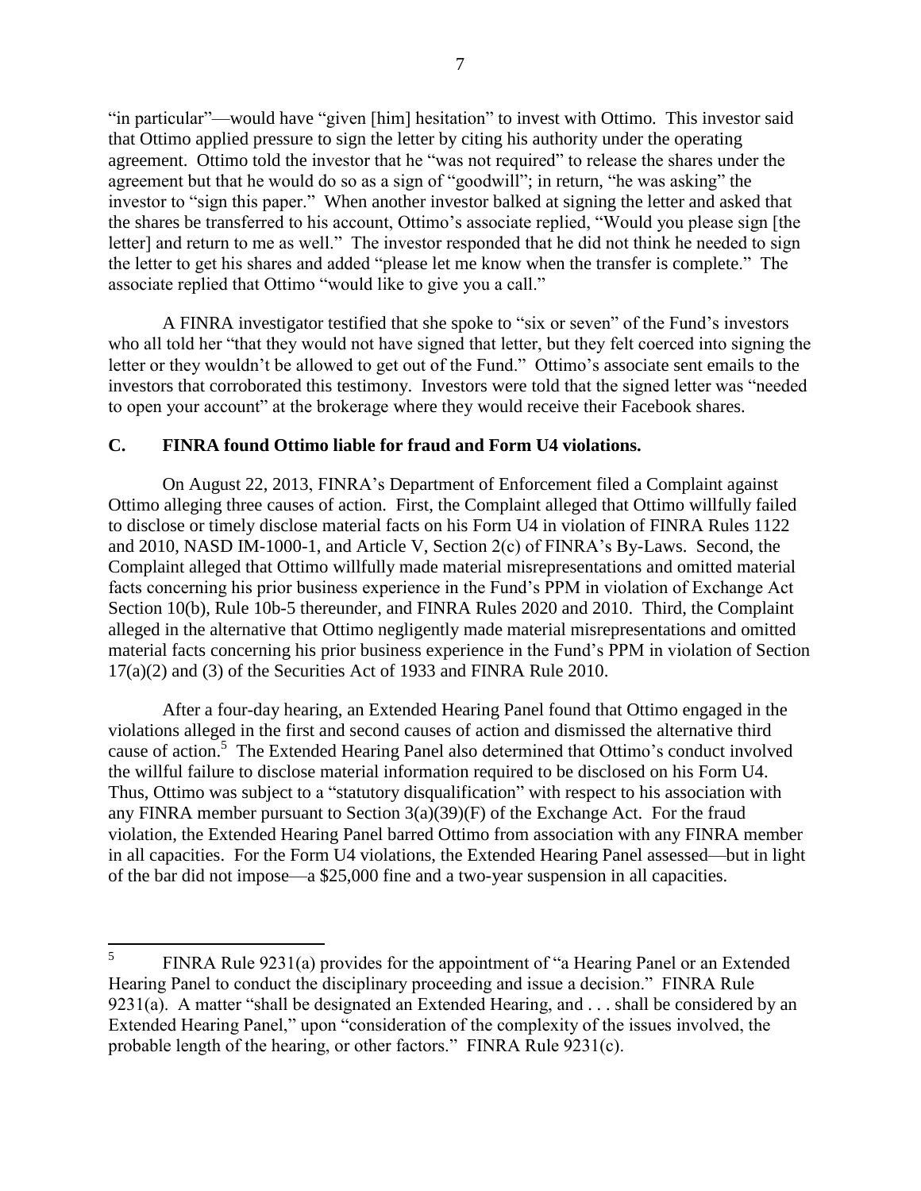"in particular"—would have "given [him] hesitation" to invest with Ottimo. This investor said that Ottimo applied pressure to sign the letter by citing his authority under the operating agreement. Ottimo told the investor that he "was not required" to release the shares under the agreement but that he would do so as a sign of "goodwill"; in return, "he was asking" the investor to "sign this paper." When another investor balked at signing the letter and asked that the shares be transferred to his account, Ottimo's associate replied, "Would you please sign [the letter] and return to me as well." The investor responded that he did not think he needed to sign the letter to get his shares and added "please let me know when the transfer is complete." The associate replied that Ottimo "would like to give you a call."

A FINRA investigator testified that she spoke to "six or seven" of the Fund's investors who all told her "that they would not have signed that letter, but they felt coerced into signing the letter or they wouldn't be allowed to get out of the Fund." Ottimo's associate sent emails to the investors that corroborated this testimony. Investors were told that the signed letter was "needed to open your account" at the brokerage where they would receive their Facebook shares.

### C. FINRA found Ottimo liable for fraud and Form U4 violations.

On August 22, 2013, FINRA's Department of Enforcement filed a Complaint against Ottimo alleging three causes of action. First, the Complaint alleged that Ottimo willfully failed to disclose or timely disclose material facts on his Form U4 in violation of FINRA Rules 1122 and 2010, NASD IM-1000-1, and Article V, Section 2(c) of FINRA's By-Laws. Second, the Complaint alleged that Ottimo willfully made material misrepresentations and omitted material facts concerning his prior business experience in the Fund's PPM in violation of Exchange Act Section 10(b), Rule 10b-5 thereunder, and FINRA Rules 2020 and 2010. Third, the Complaint alleged in the alternative that Ottimo negligently made material misrepresentations and omitted material facts concerning his prior business experience in the Fund's PPM in violation of Section 17(a)(2) and (3) of the Securities Act of 1933 and FINRA Rule 2010.

After a four-day hearing, an Extended Hearing Panel found that Ottimo engaged in the violations alleged in the first and second causes of action and dismissed the alternative third cause of action.[5] The Extended Hearing Panel also determined that Ottimo's conduct involved the willful failure to disclose material information required to be disclosed on his Form U4. Thus, Ottimo was subject to a "statutory disqualification" with respect to his association with any FINRA member pursuant to Section 3(a)(39)(F) of the Exchange Act. For the fraud violation, the Extended Hearing Panel barred Ottimo from association with any FINRA member in all capacities. For the Form U4 violations, the Extended Hearing Panel assessed—but in light of the bar did not impose—a $25,000 fine and a two-year suspension in all capacities.

---

[5] FINRA Rule 9231(a) provides for the appointment of "a Hearing Panel or an Extended Hearing Panel to conduct the disciplinary proceeding and issue a decision." FINRA Rule 9231(a). A matter "shall be designated an Extended Hearing, and . . . shall be considered by an Extended Hearing Panel," upon "consideration of the complexity of the issues involved, the probable length of the hearing, or other factors." FINRA Rule 9231(c).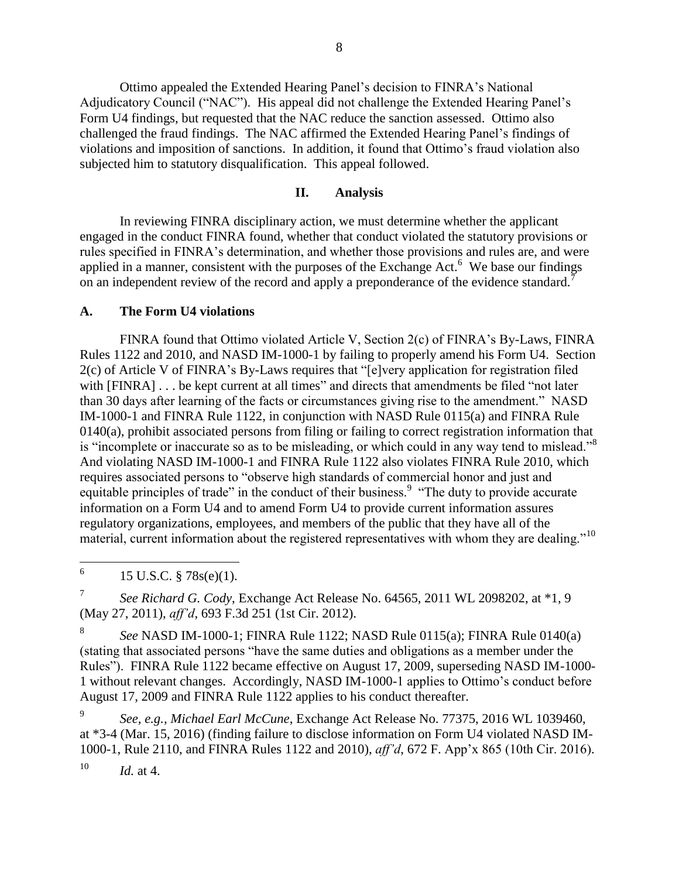Ottimo appealed the Extended Hearing Panel's decision to FINRA's National Adjudicatory Council ("NAC"). His appeal did not challenge the Extended Hearing Panel's Form U4 findings, but requested that the NAC reduce the sanction assessed. Ottimo also challenged the fraud findings. The NAC affirmed the Extended Hearing Panel's findings of violations and imposition of sanctions. In addition, it found that Ottimo's fraud violation also subjected him to statutory disqualification. This appeal followed.

## II. Analysis

In reviewing FINRA disciplinary action, we must determine whether the applicant engaged in the conduct FINRA found, whether that conduct violated the statutory provisions or rules specified in FINRA's determination, and whether those provisions and rules are, and were applied in a manner, consistent with the purposes of the Exchange Act.[6] We base our findings on an independent review of the record and apply a preponderance of the evidence standard.[7]

### A. The Form U4 violations

FINRA found that Ottimo violated Article V, Section 2(c) of FINRA's By-Laws, FINRA Rules 1122 and 2010, and NASD IM-1000-1 by failing to properly amend his Form U4. Section 2(c) of Article V of FINRA's By-Laws requires that "[e]very application for registration filed with [FINRA] . . . be kept current at all times" and directs that amendments be filed "not later than 30 days after learning of the facts or circumstances giving rise to the amendment." NASD IM-1000-1 and FINRA Rule 1122, in conjunction with NASD Rule 0115(a) and FINRA Rule 0140(a), prohibit associated persons from filing or failing to correct registration information that is "incomplete or inaccurate so as to be misleading, or which could in any way tend to mislead."[8] And violating NASD IM-1000-1 and FINRA Rule 1122 also violates FINRA Rule 2010, which requires associated persons to "observe high standards of commercial honor and just and equitable principles of trade" in the conduct of their business.[9] "The duty to provide accurate information on a Form U4 and to amend Form U4 to provide current information assures regulatory organizations, employees, and members of the public that they have all of the material, current information about the registered representatives with whom they are dealing."[10]

---

[6] 15 U.S.C. § 78s(e)(1).

[7] *See Richard G. Cody*, Exchange Act Release No. 64565, 2011 WL 2098202, at *1, 9 (May 27, 2011), *aff'd*, 693 F.3d 251 (1st Cir. 2012).

[8] *See* NASD IM-1000-1; FINRA Rule 1122; NASD Rule 0115(a); FINRA Rule 0140(a) (stating that associated persons "have the same duties and obligations as a member under the Rules"). FINRA Rule 1122 became effective on August 17, 2009, superseding NASD IM-1000-1 without relevant changes. Accordingly, NASD IM-1000-1 applies to Ottimo's conduct before August 17, 2009 and FINRA Rule 1122 applies to his conduct thereafter.

[9] *See, e.g., Michael Earl McCune*, Exchange Act Release No. 77375, 2016 WL 1039460, at *3-4 (Mar. 15, 2016) (finding failure to disclose information on Form U4 violated NASD IM-1000-1, Rule 2110, and FINRA Rules 1122 and 2010), *aff'd*, 672 F. App'x 865 (10th Cir. 2016).

[10] *Id.* at 4.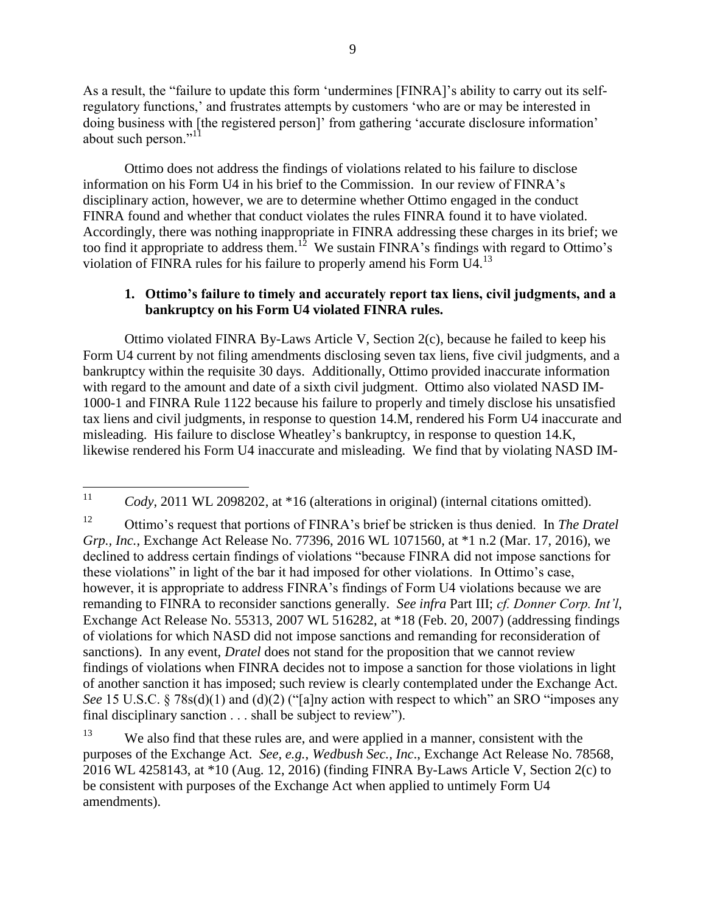As a result, the "failure to update this form 'undermines [FINRA]'s ability to carry out its self-regulatory functions,' and frustrates attempts by customers 'who are or may be interested in doing business with [the registered person]' from gathering 'accurate disclosure information' about such person."[11]

Ottimo does not address the findings of violations related to his failure to disclose information on his Form U4 in his brief to the Commission. In our review of FINRA's disciplinary action, however, we are to determine whether Ottimo engaged in the conduct FINRA found and whether that conduct violates the rules FINRA found it to have violated. Accordingly, there was nothing inappropriate in FINRA addressing these charges in its brief; we too find it appropriate to address them.[12] We sustain FINRA's findings with regard to Ottimo's violation of FINRA rules for his failure to properly amend his Form U4.[13]

### 1. Ottimo's failure to timely and accurately report tax liens, civil judgments, and a bankruptcy on his Form U4 violated FINRA rules.

Ottimo violated FINRA By-Laws Article V, Section 2(c), because he failed to keep his Form U4 current by not filing amendments disclosing seven tax liens, five civil judgments, and a bankruptcy within the requisite 30 days. Additionally, Ottimo provided inaccurate information with regard to the amount and date of a sixth civil judgment. Ottimo also violated NASD IM-1000-1 and FINRA Rule 1122 because his failure to properly and timely disclose his unsatisfied tax liens and civil judgments, in response to question 14.M, rendered his Form U4 inaccurate and misleading. His failure to disclose Wheatley's bankruptcy, in response to question 14.K, likewise rendered his Form U4 inaccurate and misleading. We find that by violating NASD IM-

---

[11] *Cody*, 2011 WL 2098202, at *16 (alterations in original) (internal citations omitted).

[12] Ottimo's request that portions of FINRA's brief be stricken is thus denied. In *The Dratel Grp., Inc.*, Exchange Act Release No. 77396, 2016 WL 1071560, at *1 n.2 (Mar. 17, 2016), we declined to address certain findings of violations "because FINRA did not impose sanctions for these violations" in light of the bar it had imposed for other violations. In Ottimo's case, however, it is appropriate to address FINRA's findings of Form U4 violations because we are remanding to FINRA to reconsider sanctions generally. *See infra* Part III; *cf. Donner Corp. Int'l*, Exchange Act Release No. 55313, 2007 WL 516282, at *18 (Feb. 20, 2007) (addressing findings of violations for which NASD did not impose sanctions and remanding for reconsideration of sanctions). In any event, *Dratel* does not stand for the proposition that we cannot review findings of violations when FINRA decides not to impose a sanction for those violations in light of another sanction it has imposed; such review is clearly contemplated under the Exchange Act. *See* 15 U.S.C. § 78s(d)(1) and (d)(2) ("[a]ny action with respect to which" an SRO "imposes any final disciplinary sanction . . . shall be subject to review").

[13] We also find that these rules are, and were applied in a manner, consistent with the purposes of the Exchange Act. *See, e.g.*, *Wedbush Sec., Inc*., Exchange Act Release No. 78568, 2016 WL 4258143, at *10 (Aug. 12, 2016) (finding FINRA By-Laws Article V, Section 2(c) to be consistent with purposes of the Exchange Act when applied to untimely Form U4 amendments).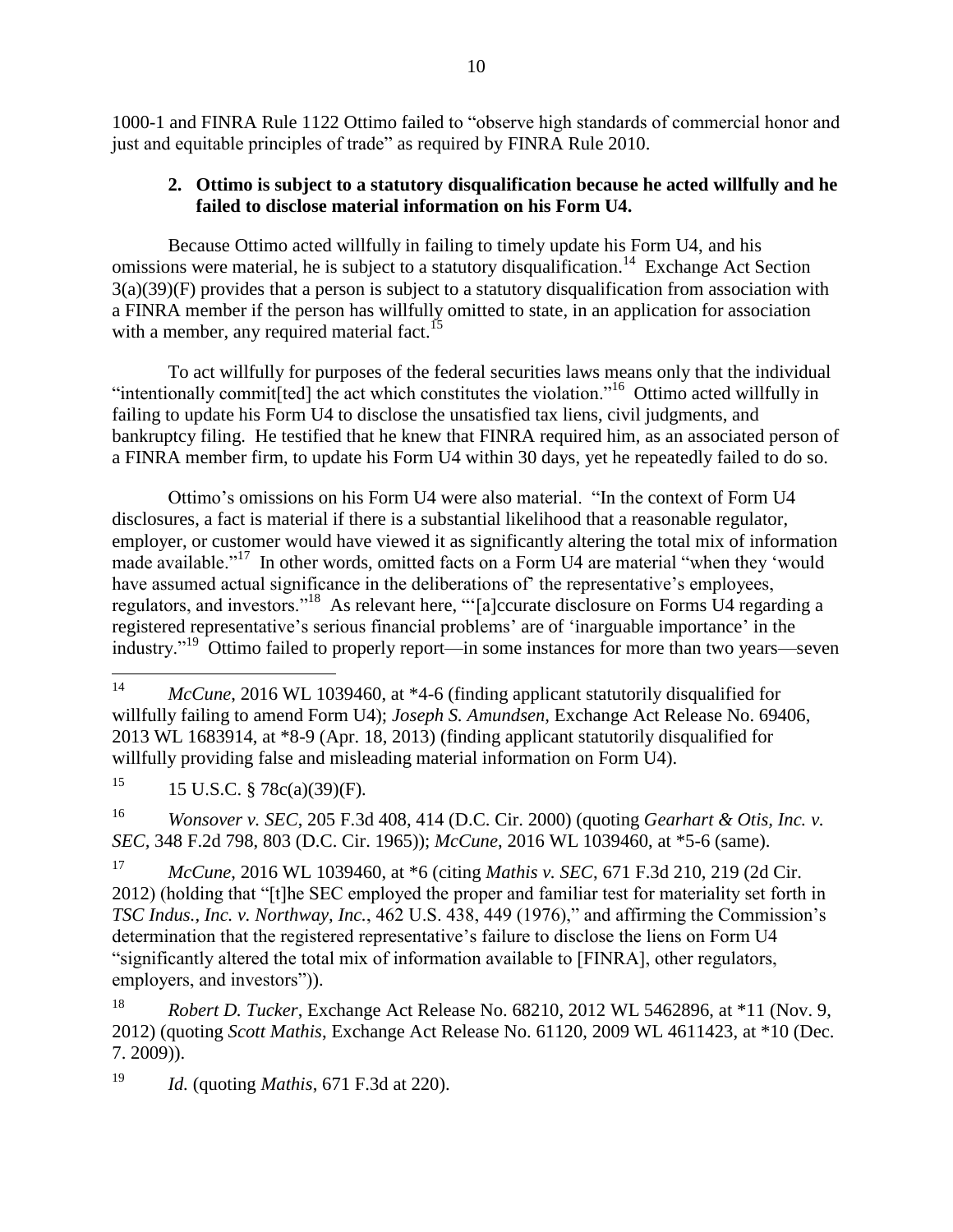1000-1 and FINRA Rule 1122 Ottimo failed to "observe high standards of commercial honor and just and equitable principles of trade" as required by FINRA Rule 2010.

### 2. Ottimo is subject to a statutory disqualification because he acted willfully and he failed to disclose material information on his Form U4.

Because Ottimo acted willfully in failing to timely update his Form U4, and his omissions were material, he is subject to a statutory disqualification.[14] Exchange Act Section 3(a)(39)(F) provides that a person is subject to a statutory disqualification from association with a FINRA member if the person has willfully omitted to state, in an application for association with a member, any required material fact.[15]

To act willfully for purposes of the federal securities laws means only that the individual "intentionally commit[ted] the act which constitutes the violation."[16] Ottimo acted willfully in failing to update his Form U4 to disclose the unsatisfied tax liens, civil judgments, and bankruptcy filing. He testified that he knew that FINRA required him, as an associated person of a FINRA member firm, to update his Form U4 within 30 days, yet he repeatedly failed to do so.

Ottimo's omissions on his Form U4 were also material. "In the context of Form U4 disclosures, a fact is material if there is a substantial likelihood that a reasonable regulator, employer, or customer would have viewed it as significantly altering the total mix of information made available."[17] In other words, omitted facts on a Form U4 are material "when they 'would have assumed actual significance in the deliberations of' the representative's employees, regulators, and investors."[18] As relevant here, "'[a]ccurate disclosure on Forms U4 regarding a registered representative's serious financial problems' are of 'inarguable importance' in the industry."[19] Ottimo failed to properly report—in some instances for more than two years—seven

---

[14] *McCune*, 2016 WL 1039460, at *4-6 (finding applicant statutorily disqualified for willfully failing to amend Form U4); *Joseph S. Amundsen,* Exchange Act Release No. 69406, 2013 WL 1683914, at *8-9 (Apr. 18, 2013) (finding applicant statutorily disqualified for willfully providing false and misleading material information on Form U4).

[15] 15 U.S.C. § 78c(a)(39)(F).

[16] *Wonsover v. SEC*, 205 F.3d 408, 414 (D.C. Cir. 2000) (quoting *Gearhart & Otis, Inc. v. SEC*, 348 F.2d 798, 803 (D.C. Cir. 1965)); *McCune*, 2016 WL 1039460, at *5-6 (same).

[17] *McCune*, 2016 WL 1039460, at *6 (citing *Mathis v. SEC*, 671 F.3d 210, 219 (2d Cir. 2012) (holding that "[t]he SEC employed the proper and familiar test for materiality set forth in *TSC Indus., Inc. v. Northway, Inc.*, 462 U.S. 438, 449 (1976)," and affirming the Commission's determination that the registered representative's failure to disclose the liens on Form U4 "significantly altered the total mix of information available to [FINRA], other regulators, employers, and investors")).

[18] *Robert D. Tucker,* Exchange Act Release No. 68210, 2012 WL 5462896, at *11 (Nov. 9, 2012) (quoting *Scott Mathis*, Exchange Act Release No. 61120, 2009 WL 4611423, at *10 (Dec. 7. 2009)).

[19] *Id.* (quoting *Mathis*, 671 F.3d at 220).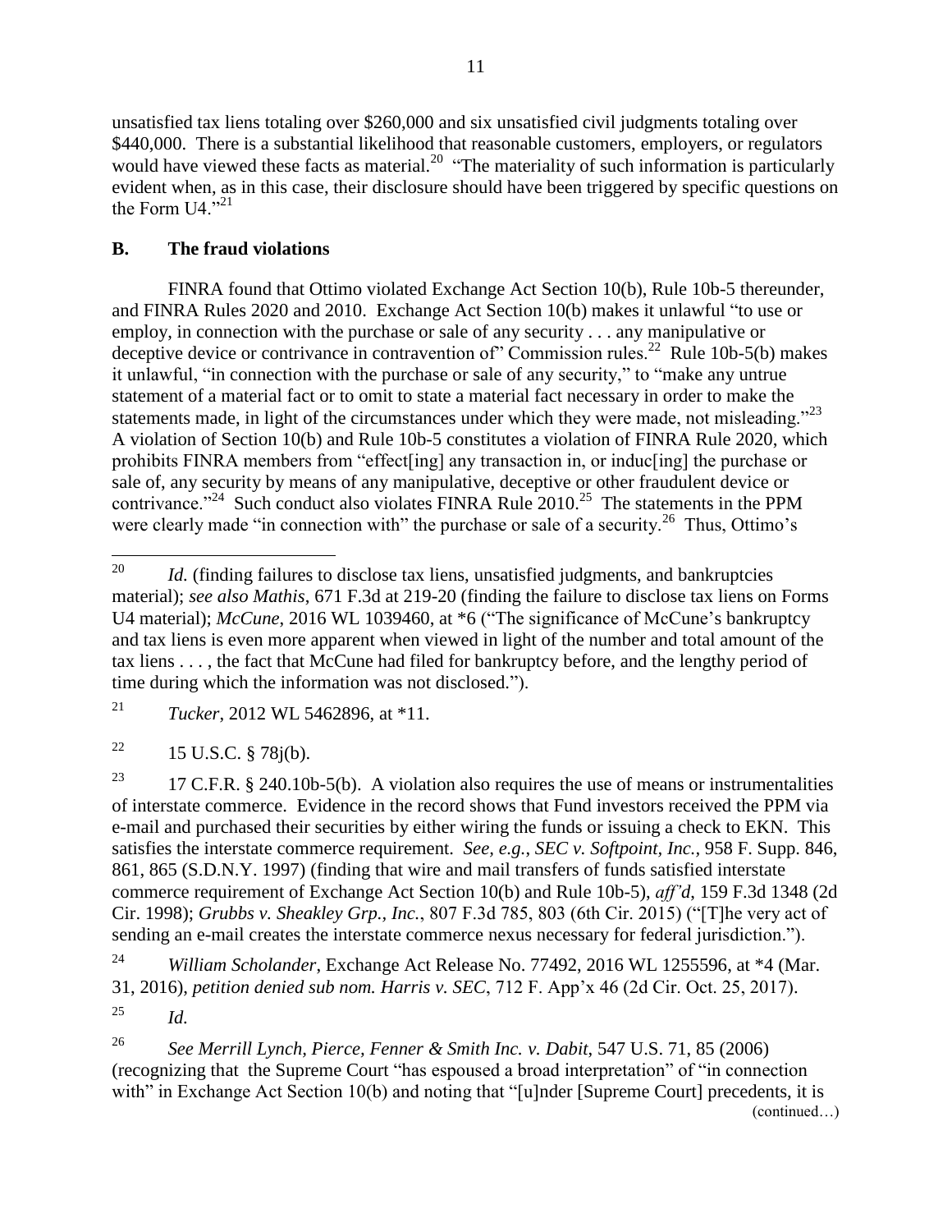unsatisfied tax liens totaling over $260,000 and six unsatisfied civil judgments totaling over $440,000. There is a substantial likelihood that reasonable customers, employers, or regulators would have viewed these facts as material.[20] "The materiality of such information is particularly evident when, as in this case, their disclosure should have been triggered by specific questions on the Form U4."[21]

**B. The fraud violations**

FINRA found that Ottimo violated Exchange Act Section 10(b), Rule 10b-5 thereunder, and FINRA Rules 2020 and 2010. Exchange Act Section 10(b) makes it unlawful "to use or employ, in connection with the purchase or sale of any security . . . any manipulative or deceptive device or contrivance in contravention of" Commission rules.[22] Rule 10b-5(b) makes it unlawful, "in connection with the purchase or sale of any security," to "make any untrue statement of a material fact or to omit to state a material fact necessary in order to make the statements made, in light of the circumstances under which they were made, not misleading."[23] A violation of Section 10(b) and Rule 10b-5 constitutes a violation of FINRA Rule 2020, which prohibits FINRA members from "effect[ing] any transaction in, or induc[ing] the purchase or sale of, any security by means of any manipulative, deceptive or other fraudulent device or contrivance."[24] Such conduct also violates FINRA Rule 2010.[25] The statements in the PPM were clearly made "in connection with" the purchase or sale of a security.[26] Thus, Ottimo's

---

[20] *Id.* (finding failures to disclose tax liens, unsatisfied judgments, and bankruptcies material); *see also Mathis*, 671 F.3d at 219-20 (finding the failure to disclose tax liens on Forms U4 material); *McCune*, 2016 WL 1039460, at *6 ("The significance of McCune's bankruptcy and tax liens is even more apparent when viewed in light of the number and total amount of the tax liens . . . , the fact that McCune had filed for bankruptcy before, and the lengthy period of time during which the information was not disclosed.").

[21] *Tucker*, 2012 WL 5462896, at *11.

[22] 15 U.S.C. § 78j(b).

[23] 17 C.F.R. § 240.10b-5(b). A violation also requires the use of means or instrumentalities of interstate commerce. Evidence in the record shows that Fund investors received the PPM via e-mail and purchased their securities by either wiring the funds or issuing a check to EKN. This satisfies the interstate commerce requirement. *See, e.g.*, *SEC v. Softpoint, Inc.*, 958 F. Supp. 846, 861, 865 (S.D.N.Y. 1997) (finding that wire and mail transfers of funds satisfied interstate commerce requirement of Exchange Act Section 10(b) and Rule 10b-5), *aff'd*, 159 F.3d 1348 (2d Cir. 1998); *Grubbs v. Sheakley Grp., Inc.*, 807 F.3d 785, 803 (6th Cir. 2015) ("[T]he very act of sending an e-mail creates the interstate commerce nexus necessary for federal jurisdiction.").

[24] *William Scholander*, Exchange Act Release No. 77492, 2016 WL 1255596, at *4 (Mar. 31, 2016), *petition denied sub nom. Harris v. SEC*, 712 F. App'x 46 (2d Cir. Oct. 25, 2017).

[25] *Id.*

[26] *See Merrill Lynch, Pierce, Fenner & Smith Inc. v. Dabit*, 547 U.S. 71, 85 (2006) (recognizing that the Supreme Court "has espoused a broad interpretation" of "in connection with" in Exchange Act Section 10(b) and noting that "[u]nder [Supreme Court] precedents, it is

(continued…)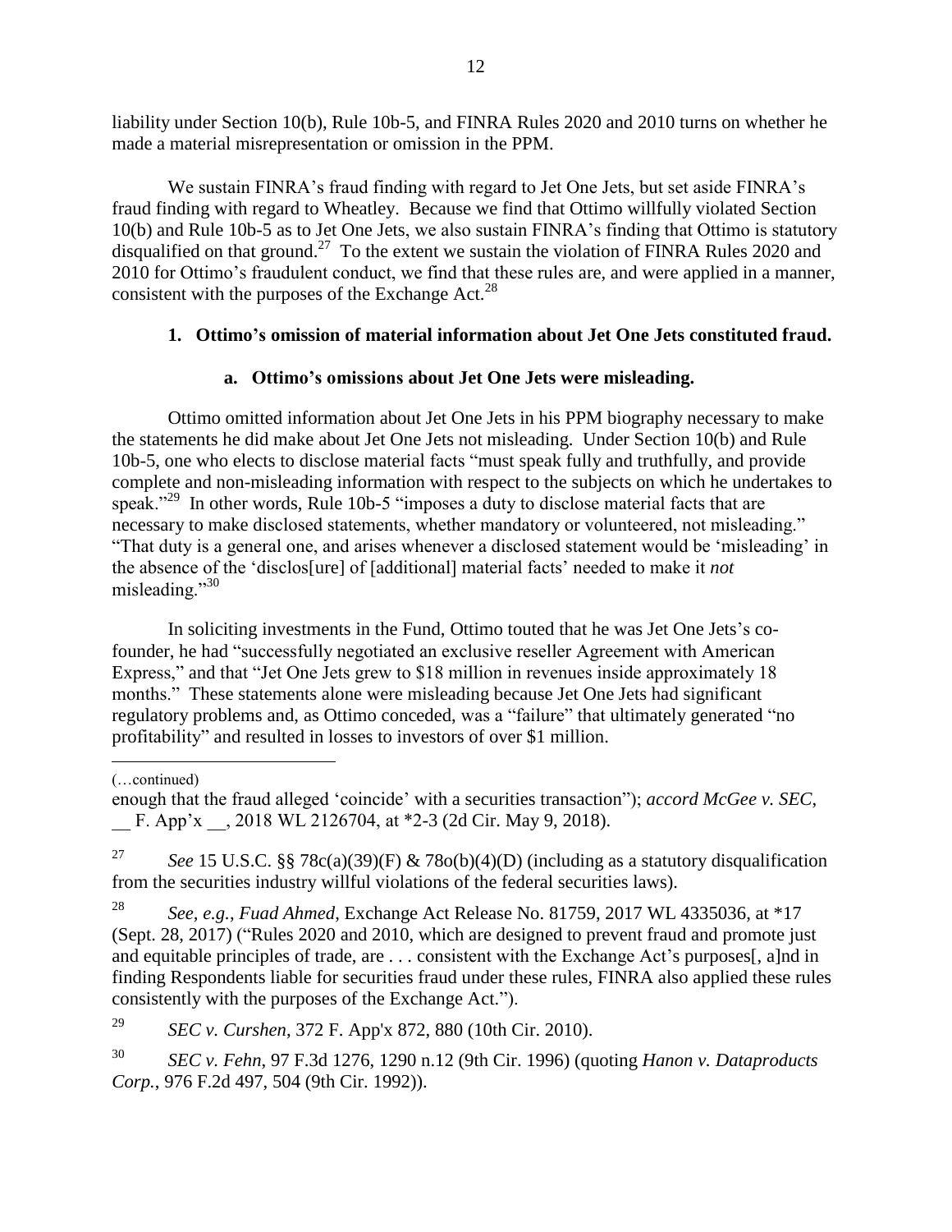liability under Section 10(b), Rule 10b-5, and FINRA Rules 2020 and 2010 turns on whether he made a material misrepresentation or omission in the PPM.

We sustain FINRA's fraud finding with regard to Jet One Jets, but set aside FINRA's fraud finding with regard to Wheatley. Because we find that Ottimo willfully violated Section 10(b) and Rule 10b-5 as to Jet One Jets, we also sustain FINRA's finding that Ottimo is statutory disqualified on that ground.[27] To the extent we sustain the violation of FINRA Rules 2020 and 2010 for Ottimo's fraudulent conduct, we find that these rules are, and were applied in a manner, consistent with the purposes of the Exchange Act.[28]

### 1. Ottimo's omission of material information about Jet One Jets constituted fraud.

#### a. Ottimo's omissions about Jet One Jets were misleading.

Ottimo omitted information about Jet One Jets in his PPM biography necessary to make the statements he did make about Jet One Jets not misleading. Under Section 10(b) and Rule 10b-5, one who elects to disclose material facts "must speak fully and truthfully, and provide complete and non-misleading information with respect to the subjects on which he undertakes to speak."[29] In other words, Rule 10b-5 "imposes a duty to disclose material facts that are necessary to make disclosed statements, whether mandatory or volunteered, not misleading." "That duty is a general one, and arises whenever a disclosed statement would be 'misleading' in the absence of the 'disclos[ure] of [additional] material facts' needed to make it *not* misleading."[30]

In soliciting investments in the Fund, Ottimo touted that he was Jet One Jets's co-founder, he had "successfully negotiated an exclusive reseller Agreement with American Express," and that "Jet One Jets grew to $18 million in revenues inside approximately 18 months." These statements alone were misleading because Jet One Jets had significant regulatory problems and, as Ottimo conceded, was a "failure" that ultimately generated "no profitability" and resulted in losses to investors of over $1 million.

---

(…continued)

enough that the fraud alleged 'coincide' with a securities transaction"); *accord McGee v. SEC*, __ F. App'x __, 2018 WL 2126704, at *2-3 (2d Cir. May 9, 2018).

[27] *See* 15 U.S.C. §§ 78c(a)(39)(F) & 78o(b)(4)(D) (including as a statutory disqualification from the securities industry willful violations of the federal securities laws).

[28] *See, e.g.*, *Fuad Ahmed*, Exchange Act Release No. 81759, 2017 WL 4335036, at *17 (Sept. 28, 2017) ("Rules 2020 and 2010, which are designed to prevent fraud and promote just and equitable principles of trade, are . . . consistent with the Exchange Act's purposes[, a]nd in finding Respondents liable for securities fraud under these rules, FINRA also applied these rules consistently with the purposes of the Exchange Act.").

[29] *SEC v. Curshen*, 372 F. App'x 872, 880 (10th Cir. 2010).

[30] *SEC v. Fehn*, 97 F.3d 1276, 1290 n.12 (9th Cir. 1996) (quoting *Hanon v. Dataproducts Corp.*, 976 F.2d 497, 504 (9th Cir. 1992)).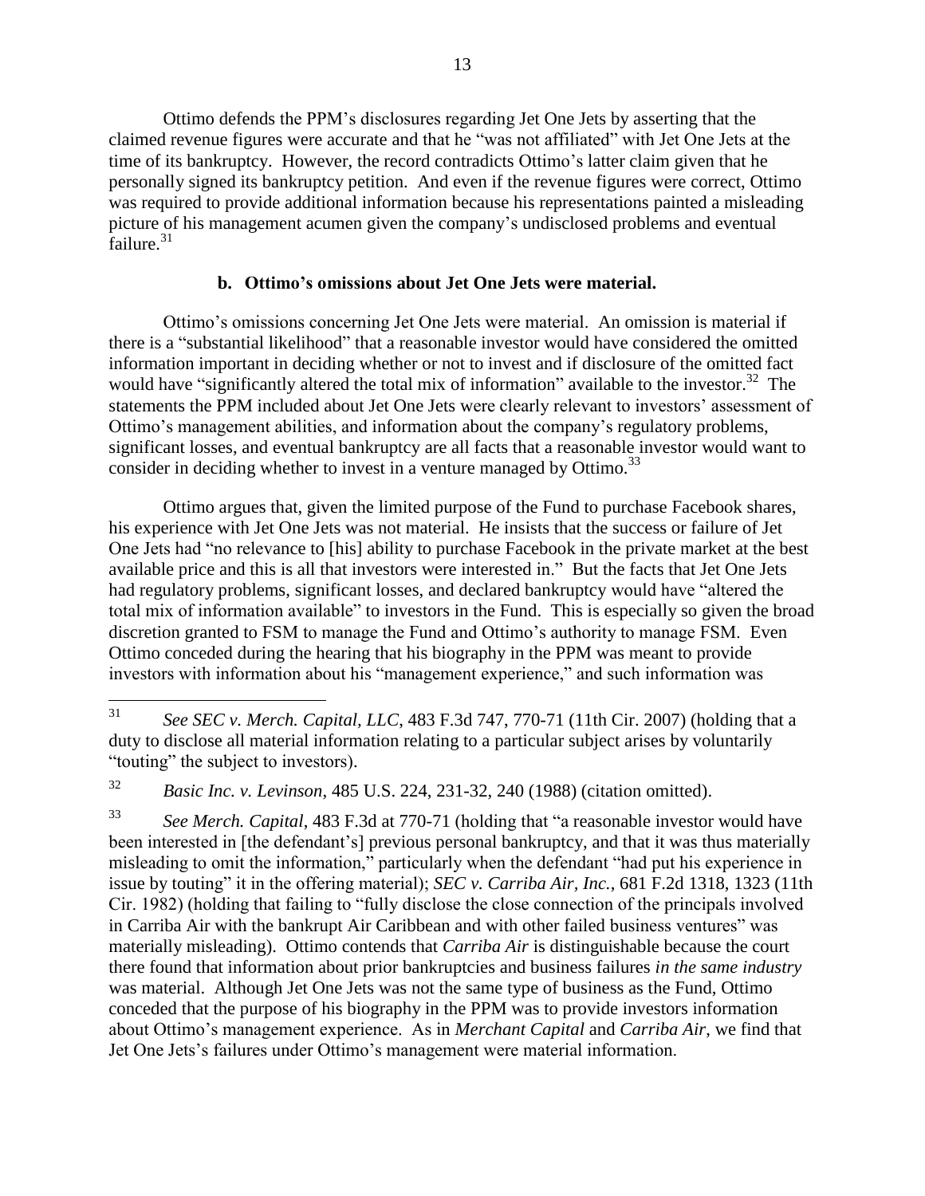Ottimo defends the PPM's disclosures regarding Jet One Jets by asserting that the claimed revenue figures were accurate and that he "was not affiliated" with Jet One Jets at the time of its bankruptcy. However, the record contradicts Ottimo's latter claim given that he personally signed its bankruptcy petition. And even if the revenue figures were correct, Ottimo was required to provide additional information because his representations painted a misleading picture of his management acumen given the company's undisclosed problems and eventual failure.[31]

**b. Ottimo's omissions about Jet One Jets were material.**

Ottimo's omissions concerning Jet One Jets were material. An omission is material if there is a "substantial likelihood" that a reasonable investor would have considered the omitted information important in deciding whether or not to invest and if disclosure of the omitted fact would have "significantly altered the total mix of information" available to the investor.[32] The statements the PPM included about Jet One Jets were clearly relevant to investors' assessment of Ottimo's management abilities, and information about the company's regulatory problems, significant losses, and eventual bankruptcy are all facts that a reasonable investor would want to consider in deciding whether to invest in a venture managed by Ottimo.[33]

Ottimo argues that, given the limited purpose of the Fund to purchase Facebook shares, his experience with Jet One Jets was not material. He insists that the success or failure of Jet One Jets had "no relevance to [his] ability to purchase Facebook in the private market at the best available price and this is all that investors were interested in." But the facts that Jet One Jets had regulatory problems, significant losses, and declared bankruptcy would have "altered the total mix of information available" to investors in the Fund. This is especially so given the broad discretion granted to FSM to manage the Fund and Ottimo's authority to manage FSM. Even Ottimo conceded during the hearing that his biography in the PPM was meant to provide investors with information about his "management experience," and such information was

---

[31] *See SEC v. Merch. Capital, LLC*, 483 F.3d 747, 770-71 (11th Cir. 2007) (holding that a duty to disclose all material information relating to a particular subject arises by voluntarily "touting" the subject to investors).

[32] *Basic Inc. v. Levinson*, 485 U.S. 224, 231-32, 240 (1988) (citation omitted).

[33] *See Merch. Capital*, 483 F.3d at 770-71 (holding that "a reasonable investor would have been interested in [the defendant's] previous personal bankruptcy, and that it was thus materially misleading to omit the information," particularly when the defendant "had put his experience in issue by touting" it in the offering material); *SEC v. Carriba Air, Inc.*, 681 F.2d 1318, 1323 (11th Cir. 1982) (holding that failing to "fully disclose the close connection of the principals involved in Carriba Air with the bankrupt Air Caribbean and with other failed business ventures" was materially misleading). Ottimo contends that *Carriba Air* is distinguishable because the court there found that information about prior bankruptcies and business failures *in the same industry* was material. Although Jet One Jets was not the same type of business as the Fund, Ottimo conceded that the purpose of his biography in the PPM was to provide investors information about Ottimo's management experience. As in *Merchant Capital* and *Carriba Air*, we find that Jet One Jets's failures under Ottimo's management were material information.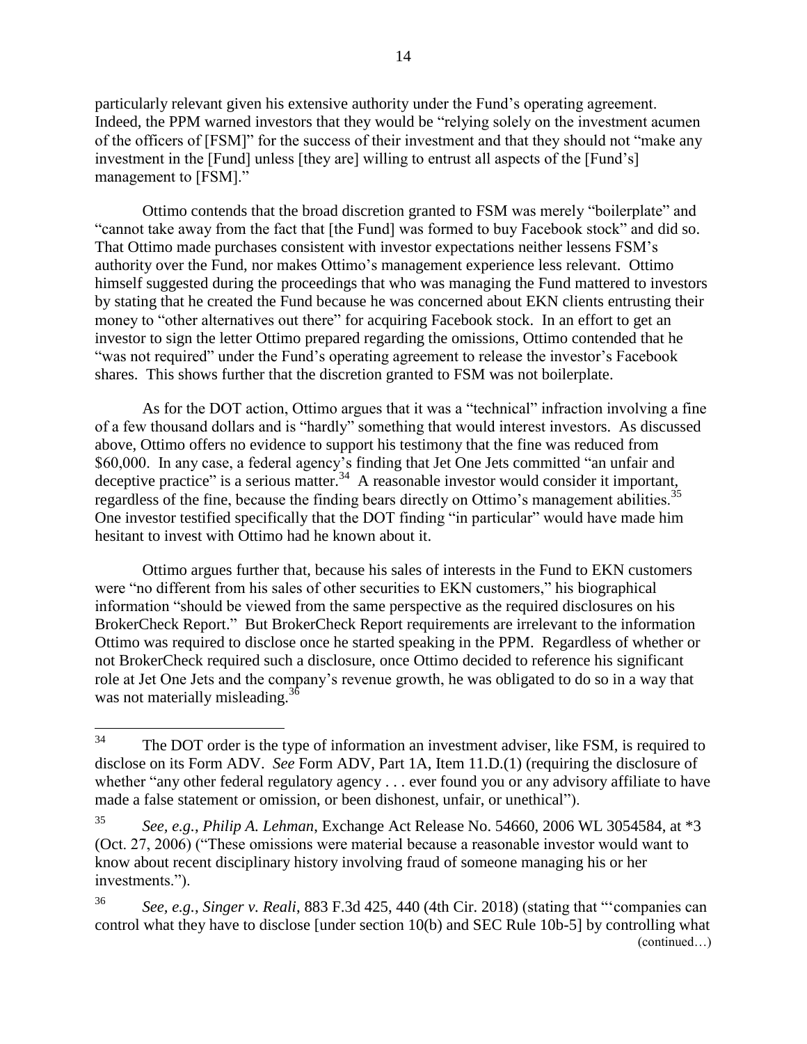particularly relevant given his extensive authority under the Fund's operating agreement. Indeed, the PPM warned investors that they would be "relying solely on the investment acumen of the officers of [FSM]" for the success of their investment and that they should not "make any investment in the [Fund] unless [they are] willing to entrust all aspects of the [Fund's] management to [FSM]."

Ottimo contends that the broad discretion granted to FSM was merely "boilerplate" and "cannot take away from the fact that [the Fund] was formed to buy Facebook stock" and did so. That Ottimo made purchases consistent with investor expectations neither lessens FSM's authority over the Fund, nor makes Ottimo's management experience less relevant. Ottimo himself suggested during the proceedings that who was managing the Fund mattered to investors by stating that he created the Fund because he was concerned about EKN clients entrusting their money to "other alternatives out there" for acquiring Facebook stock. In an effort to get an investor to sign the letter Ottimo prepared regarding the omissions, Ottimo contended that he "was not required" under the Fund's operating agreement to release the investor's Facebook shares. This shows further that the discretion granted to FSM was not boilerplate.

As for the DOT action, Ottimo argues that it was a "technical" infraction involving a fine of a few thousand dollars and is "hardly" something that would interest investors. As discussed above, Ottimo offers no evidence to support his testimony that the fine was reduced from \$60,000. In any case, a federal agency's finding that Jet One Jets committed "an unfair and deceptive practice" is a serious matter.[34] A reasonable investor would consider it important, regardless of the fine, because the finding bears directly on Ottimo's management abilities.[35] One investor testified specifically that the DOT finding "in particular" would have made him hesitant to invest with Ottimo had he known about it.

Ottimo argues further that, because his sales of interests in the Fund to EKN customers were "no different from his sales of other securities to EKN customers," his biographical information "should be viewed from the same perspective as the required disclosures on his BrokerCheck Report." But BrokerCheck Report requirements are irrelevant to the information Ottimo was required to disclose once he started speaking in the PPM. Regardless of whether or not BrokerCheck required such a disclosure, once Ottimo decided to reference his significant role at Jet One Jets and the company's revenue growth, he was obligated to do so in a way that was not materially misleading.[36]

---

[34] The DOT order is the type of information an investment adviser, like FSM, is required to disclose on its Form ADV. *See* Form ADV, Part 1A, Item 11.D.(1) (requiring the disclosure of whether "any other federal regulatory agency . . . ever found you or any advisory affiliate to have made a false statement or omission, or been dishonest, unfair, or unethical").

[35] *See, e.g.*, *Philip A. Lehman*, Exchange Act Release No. 54660, 2006 WL 3054584, at \*3 (Oct. 27, 2006) ("These omissions were material because a reasonable investor would want to know about recent disciplinary history involving fraud of someone managing his or her investments.").

[36] *See, e.g.*, *Singer v. Reali*, 883 F.3d 425, 440 (4th Cir. 2018) (stating that "'companies can control what they have to disclose [under section 10(b) and SEC Rule 10b-5] by controlling what

(continued…)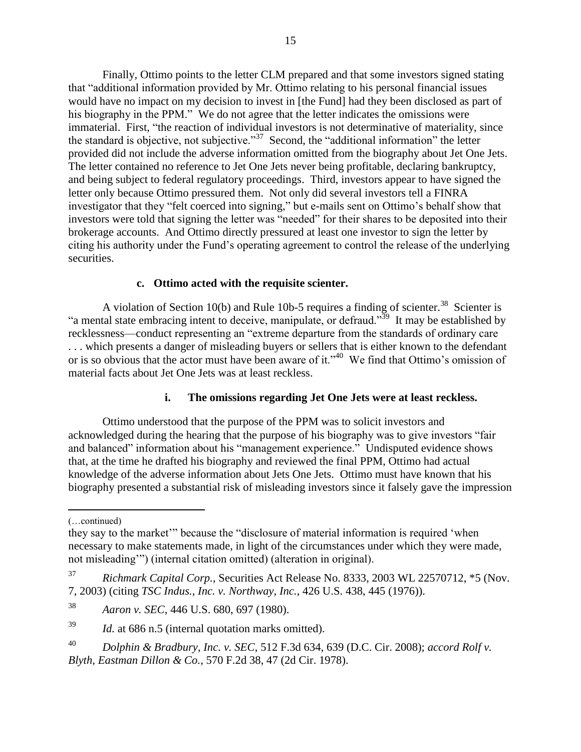Finally, Ottimo points to the letter CLM prepared and that some investors signed stating that "additional information provided by Mr. Ottimo relating to his personal financial issues would have no impact on my decision to invest in [the Fund] had they been disclosed as part of his biography in the PPM." We do not agree that the letter indicates the omissions were immaterial. First, "the reaction of individual investors is not determinative of materiality, since the standard is objective, not subjective."[37] Second, the "additional information" the letter provided did not include the adverse information omitted from the biography about Jet One Jets. The letter contained no reference to Jet One Jets never being profitable, declaring bankruptcy, and being subject to federal regulatory proceedings. Third, investors appear to have signed the letter only because Ottimo pressured them. Not only did several investors tell a FINRA investigator that they "felt coerced into signing," but e-mails sent on Ottimo's behalf show that investors were told that signing the letter was "needed" for their shares to be deposited into their brokerage accounts. And Ottimo directly pressured at least one investor to sign the letter by citing his authority under the Fund's operating agreement to control the release of the underlying securities.

#### c. Ottimo acted with the requisite scienter.

A violation of Section 10(b) and Rule 10b-5 requires a finding of scienter.[38] Scienter is "a mental state embracing intent to deceive, manipulate, or defraud."[39] It may be established by recklessness—conduct representing an "extreme departure from the standards of ordinary care . . . which presents a danger of misleading buyers or sellers that is either known to the defendant or is so obvious that the actor must have been aware of it."[40] We find that Ottimo's omission of material facts about Jet One Jets was at least reckless.

##### i. The omissions regarding Jet One Jets were at least reckless.

Ottimo understood that the purpose of the PPM was to solicit investors and acknowledged during the hearing that the purpose of his biography was to give investors "fair and balanced" information about his "management experience." Undisputed evidence shows that, at the time he drafted his biography and reviewed the final PPM, Ottimo had actual knowledge of the adverse information about Jets One Jets. Ottimo must have known that his biography presented a substantial risk of misleading investors since it falsely gave the impression

---

(…continued)

they say to the market'" because the "disclosure of material information is required 'when necessary to make statements made, in light of the circumstances under which they were made, not misleading'") (internal citation omitted) (alteration in original).

[37] *Richmark Capital Corp.*, Securities Act Release No. 8333, 2003 WL 22570712, *5 (Nov. 7, 2003) (citing *TSC Indus., Inc. v. Northway, Inc.*, 426 U.S. 438, 445 (1976)).

[38] *Aaron v. SEC*, 446 U.S. 680, 697 (1980).

[39] *Id.* at 686 n.5 (internal quotation marks omitted).

[40] *Dolphin & Bradbury, Inc. v. SEC*, 512 F.3d 634, 639 (D.C. Cir. 2008); *accord Rolf v. Blyth, Eastman Dillon & Co.*, 570 F.2d 38, 47 (2d Cir. 1978).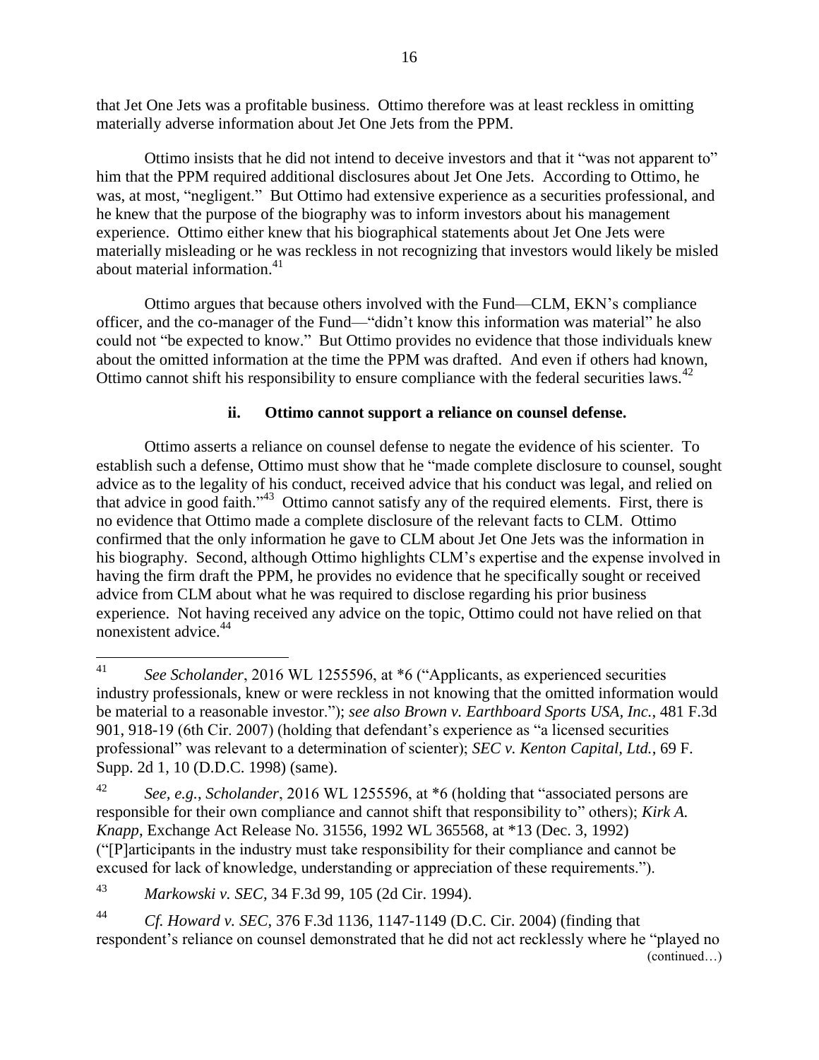that Jet One Jets was a profitable business. Ottimo therefore was at least reckless in omitting materially adverse information about Jet One Jets from the PPM.

Ottimo insists that he did not intend to deceive investors and that it "was not apparent to" him that the PPM required additional disclosures about Jet One Jets. According to Ottimo, he was, at most, "negligent." But Ottimo had extensive experience as a securities professional, and he knew that the purpose of the biography was to inform investors about his management experience. Ottimo either knew that his biographical statements about Jet One Jets were materially misleading or he was reckless in not recognizing that investors would likely be misled about material information.[41]

Ottimo argues that because others involved with the Fund—CLM, EKN's compliance officer, and the co-manager of the Fund—"didn't know this information was material" he also could not "be expected to know." But Ottimo provides no evidence that those individuals knew about the omitted information at the time the PPM was drafted. And even if others had known, Ottimo cannot shift his responsibility to ensure compliance with the federal securities laws.[42]

#### ii. Ottimo cannot support a reliance on counsel defense.

Ottimo asserts a reliance on counsel defense to negate the evidence of his scienter. To establish such a defense, Ottimo must show that he "made complete disclosure to counsel, sought advice as to the legality of his conduct, received advice that his conduct was legal, and relied on that advice in good faith."[43] Ottimo cannot satisfy any of the required elements. First, there is no evidence that Ottimo made a complete disclosure of the relevant facts to CLM. Ottimo confirmed that the only information he gave to CLM about Jet One Jets was the information in his biography. Second, although Ottimo highlights CLM's expertise and the expense involved in having the firm draft the PPM, he provides no evidence that he specifically sought or received advice from CLM about what he was required to disclose regarding his prior business experience. Not having received any advice on the topic, Ottimo could not have relied on that nonexistent advice.[44]

---

[41] *See Scholander*, 2016 WL 1255596, at \*6 ("Applicants, as experienced securities industry professionals, knew or were reckless in not knowing that the omitted information would be material to a reasonable investor."); *see also Brown v. Earthboard Sports USA, Inc.*, 481 F.3d 901, 918-19 (6th Cir. 2007) (holding that defendant's experience as "a licensed securities professional" was relevant to a determination of scienter); *SEC v. Kenton Capital, Ltd.*, 69 F. Supp. 2d 1, 10 (D.D.C. 1998) (same).

[42] *See, e.g.*, *Scholander*, 2016 WL 1255596, at \*6 (holding that "associated persons are responsible for their own compliance and cannot shift that responsibility to" others); *Kirk A. Knapp*, Exchange Act Release No. 31556, 1992 WL 365568, at \*13 (Dec. 3, 1992) ("[P]articipants in the industry must take responsibility for their compliance and cannot be excused for lack of knowledge, understanding or appreciation of these requirements.").

[43] *Markowski v. SEC*, 34 F.3d 99, 105 (2d Cir. 1994).

[44] *Cf. Howard v. SEC*, 376 F.3d 1136, 1147-1149 (D.C. Cir. 2004) (finding that respondent's reliance on counsel demonstrated that he did not act recklessly where he "played no

(continued…)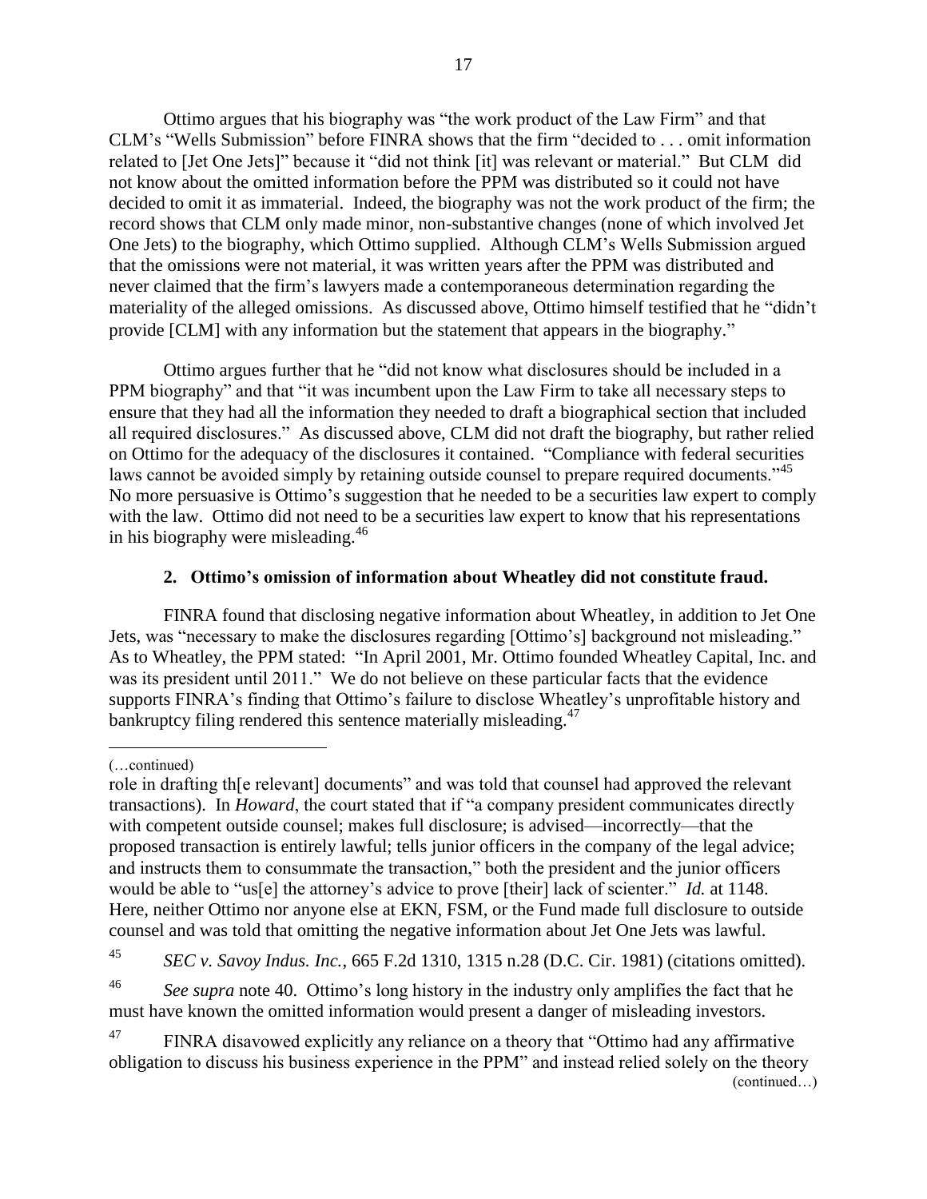Ottimo argues that his biography was "the work product of the Law Firm" and that CLM's "Wells Submission" before FINRA shows that the firm "decided to . . . omit information related to [Jet One Jets]" because it "did not think [it] was relevant or material." But CLM did not know about the omitted information before the PPM was distributed so it could not have decided to omit it as immaterial. Indeed, the biography was not the work product of the firm; the record shows that CLM only made minor, non-substantive changes (none of which involved Jet One Jets) to the biography, which Ottimo supplied. Although CLM's Wells Submission argued that the omissions were not material, it was written years after the PPM was distributed and never claimed that the firm's lawyers made a contemporaneous determination regarding the materiality of the alleged omissions. As discussed above, Ottimo himself testified that he "didn't provide [CLM] with any information but the statement that appears in the biography."

Ottimo argues further that he "did not know what disclosures should be included in a PPM biography" and that "it was incumbent upon the Law Firm to take all necessary steps to ensure that they had all the information they needed to draft a biographical section that included all required disclosures." As discussed above, CLM did not draft the biography, but rather relied on Ottimo for the adequacy of the disclosures it contained. "Compliance with federal securities laws cannot be avoided simply by retaining outside counsel to prepare required documents."[45] No more persuasive is Ottimo's suggestion that he needed to be a securities law expert to comply with the law. Ottimo did not need to be a securities law expert to know that his representations in his biography were misleading.[46]

### 2. Ottimo's omission of information about Wheatley did not constitute fraud.

FINRA found that disclosing negative information about Wheatley, in addition to Jet One Jets, was "necessary to make the disclosures regarding [Ottimo's] background not misleading." As to Wheatley, the PPM stated: "In April 2001, Mr. Ottimo founded Wheatley Capital, Inc. and was its president until 2011." We do not believe on these particular facts that the evidence supports FINRA's finding that Ottimo's failure to disclose Wheatley's unprofitable history and bankruptcy filing rendered this sentence materially misleading.[47]

---

(…continued)

role in drafting th[e relevant] documents" and was told that counsel had approved the relevant transactions). In *Howard*, the court stated that if "a company president communicates directly with competent outside counsel; makes full disclosure; is advised—incorrectly—that the proposed transaction is entirely lawful; tells junior officers in the company of the legal advice; and instructs them to consummate the transaction," both the president and the junior officers would be able to "us[e] the attorney's advice to prove [their] lack of scienter." *Id.* at 1148. Here, neither Ottimo nor anyone else at EKN, FSM, or the Fund made full disclosure to outside counsel and was told that omitting the negative information about Jet One Jets was lawful.

[45] *SEC v. Savoy Indus. Inc.*, 665 F.2d 1310, 1315 n.28 (D.C. Cir. 1981) (citations omitted).

[46] *See supra* note 40. Ottimo's long history in the industry only amplifies the fact that he must have known the omitted information would present a danger of misleading investors.

[47] FINRA disavowed explicitly any reliance on a theory that "Ottimo had any affirmative obligation to discuss his business experience in the PPM" and instead relied solely on the theory

(continued…)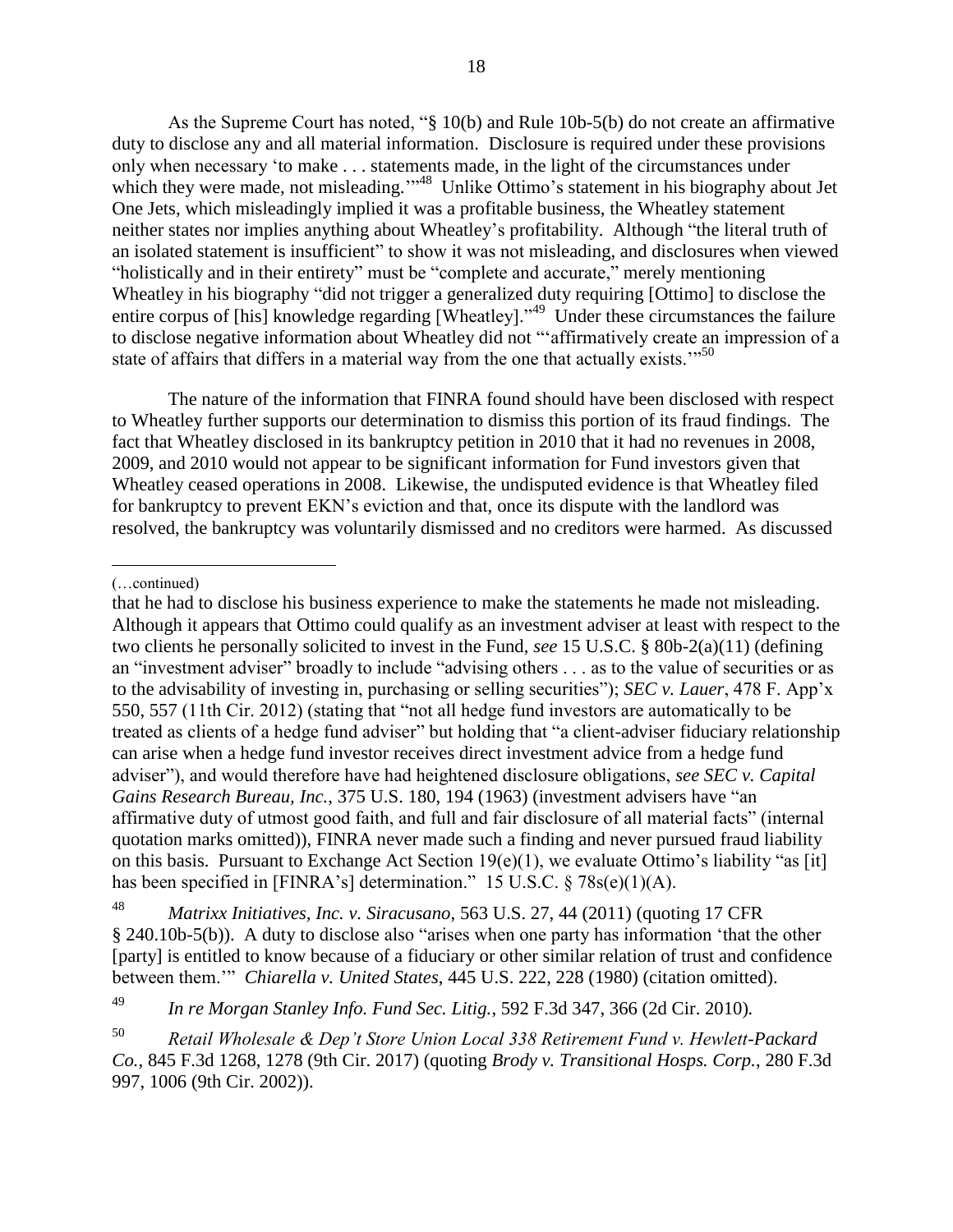As the Supreme Court has noted, "§ 10(b) and Rule 10b-5(b) do not create an affirmative duty to disclose any and all material information. Disclosure is required under these provisions only when necessary 'to make . . . statements made, in the light of the circumstances under which they were made, not misleading.'"[48] Unlike Ottimo's statement in his biography about Jet One Jets, which misleadingly implied it was a profitable business, the Wheatley statement neither states nor implies anything about Wheatley's profitability. Although "the literal truth of an isolated statement is insufficient" to show it was not misleading, and disclosures when viewed "holistically and in their entirety" must be "complete and accurate," merely mentioning Wheatley in his biography "did not trigger a generalized duty requiring [Ottimo] to disclose the entire corpus of [his] knowledge regarding [Wheatley]."[49] Under these circumstances the failure to disclose negative information about Wheatley did not "'affirmatively create an impression of a state of affairs that differs in a material way from the one that actually exists.'"[50]

The nature of the information that FINRA found should have been disclosed with respect to Wheatley further supports our determination to dismiss this portion of its fraud findings. The fact that Wheatley disclosed in its bankruptcy petition in 2010 that it had no revenues in 2008, 2009, and 2010 would not appear to be significant information for Fund investors given that Wheatley ceased operations in 2008. Likewise, the undisputed evidence is that Wheatley filed for bankruptcy to prevent EKN's eviction and that, once its dispute with the landlord was resolved, the bankruptcy was voluntarily dismissed and no creditors were harmed. As discussed

---

(…continued)

that he had to disclose his business experience to make the statements he made not misleading. Although it appears that Ottimo could qualify as an investment adviser at least with respect to the two clients he personally solicited to invest in the Fund, *see* 15 U.S.C. § 80b-2(a)(11) (defining an "investment adviser" broadly to include "advising others . . . as to the value of securities or as to the advisability of investing in, purchasing or selling securities"); *SEC v. Lauer*, 478 F. App'x 550, 557 (11th Cir. 2012) (stating that "not all hedge fund investors are automatically to be treated as clients of a hedge fund adviser" but holding that "a client-adviser fiduciary relationship can arise when a hedge fund investor receives direct investment advice from a hedge fund adviser"), and would therefore have had heightened disclosure obligations, *see SEC v. Capital Gains Research Bureau, Inc.*, 375 U.S. 180, 194 (1963) (investment advisers have "an affirmative duty of utmost good faith, and full and fair disclosure of all material facts" (internal quotation marks omitted)), FINRA never made such a finding and never pursued fraud liability on this basis. Pursuant to Exchange Act Section 19(e)(1), we evaluate Ottimo's liability "as [it] has been specified in [FINRA's] determination." 15 U.S.C. § 78s(e)(1)(A).

[48] *Matrixx Initiatives, Inc. v. Siracusano*, 563 U.S. 27, 44 (2011) (quoting 17 CFR § 240.10b-5(b)). A duty to disclose also "arises when one party has information 'that the other [party] is entitled to know because of a fiduciary or other similar relation of trust and confidence between them.'" *Chiarella v. United States*, 445 U.S. 222, 228 (1980) (citation omitted).

[49] *In re Morgan Stanley Info. Fund Sec. Litig.*, 592 F.3d 347, 366 (2d Cir. 2010).

[50] *Retail Wholesale & Dep't Store Union Local 338 Retirement Fund v. Hewlett-Packard Co.*, 845 F.3d 1268, 1278 (9th Cir. 2017) (quoting *Brody v. Transitional Hosps. Corp.*, 280 F.3d 997, 1006 (9th Cir. 2002)).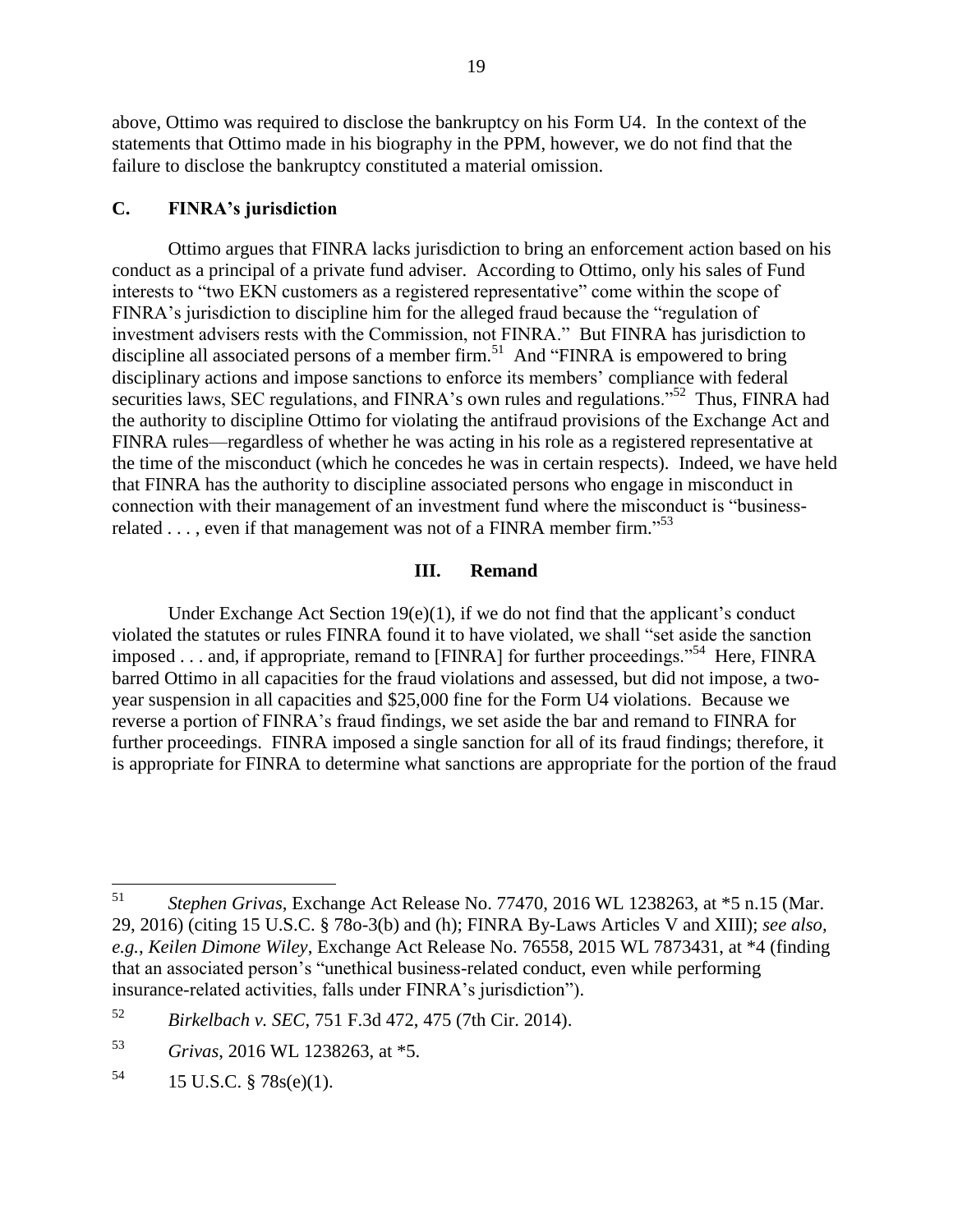above, Ottimo was required to disclose the bankruptcy on his Form U4. In the context of the statements that Ottimo made in his biography in the PPM, however, we do not find that the failure to disclose the bankruptcy constituted a material omission.

### C. FINRA's jurisdiction

Ottimo argues that FINRA lacks jurisdiction to bring an enforcement action based on his conduct as a principal of a private fund adviser. According to Ottimo, only his sales of Fund interests to "two EKN customers as a registered representative" come within the scope of FINRA's jurisdiction to discipline him for the alleged fraud because the "regulation of investment advisers rests with the Commission, not FINRA." But FINRA has jurisdiction to discipline all associated persons of a member firm.[51] And "FINRA is empowered to bring disciplinary actions and impose sanctions to enforce its members' compliance with federal securities laws, SEC regulations, and FINRA's own rules and regulations."[52] Thus, FINRA had the authority to discipline Ottimo for violating the antifraud provisions of the Exchange Act and FINRA rules—regardless of whether he was acting in his role as a registered representative at the time of the misconduct (which he concedes he was in certain respects). Indeed, we have held that FINRA has the authority to discipline associated persons who engage in misconduct in connection with their management of an investment fund where the misconduct is "business-related . . . , even if that management was not of a FINRA member firm."[53]

## III. Remand

Under Exchange Act Section 19(e)(1), if we do not find that the applicant's conduct violated the statutes or rules FINRA found it to have violated, we shall "set aside the sanction imposed . . . and, if appropriate, remand to [FINRA] for further proceedings."[54] Here, FINRA barred Ottimo in all capacities for the fraud violations and assessed, but did not impose, a two-year suspension in all capacities and $25,000 fine for the Form U4 violations. Because we reverse a portion of FINRA's fraud findings, we set aside the bar and remand to FINRA for further proceedings. FINRA imposed a single sanction for all of its fraud findings; therefore, it is appropriate for FINRA to determine what sanctions are appropriate for the portion of the fraud

---

[51] *Stephen Grivas*, Exchange Act Release No. 77470, 2016 WL 1238263, at *5 n.15 (Mar. 29, 2016) (citing 15 U.S.C. § 78o-3(b) and (h); FINRA By-Laws Articles V and XIII); *see also, e.g.*, *Keilen Dimone Wiley*, Exchange Act Release No. 76558, 2015 WL 7873431, at *4 (finding that an associated person's "unethical business-related conduct, even while performing insurance-related activities, falls under FINRA's jurisdiction").

[52] *Birkelbach v. SEC*, 751 F.3d 472, 475 (7th Cir. 2014).

[53] *Grivas*, 2016 WL 1238263, at *5.

[54] 15 U.S.C. § 78s(e)(1).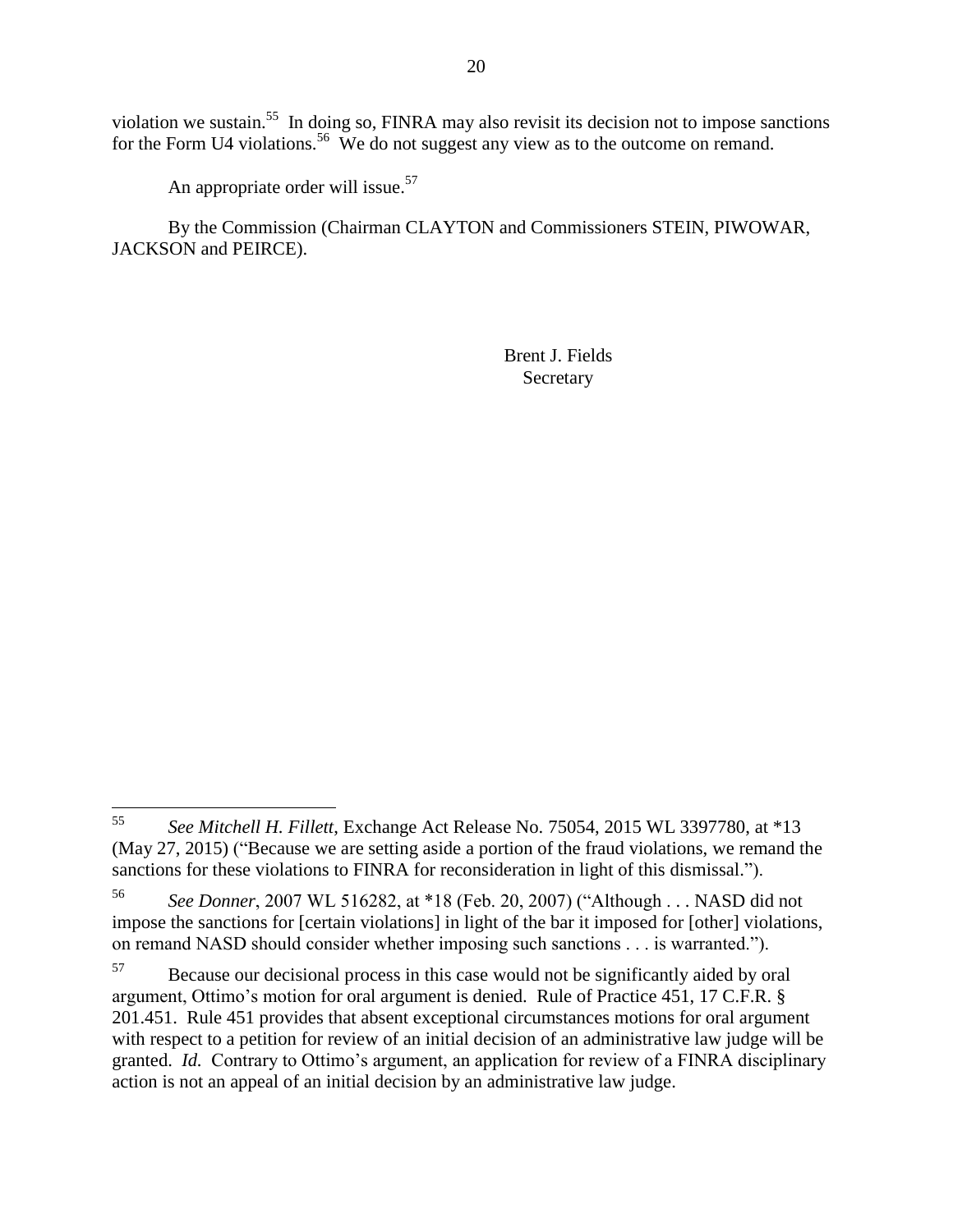violation we sustain.[55] In doing so, FINRA may also revisit its decision not to impose sanctions for the Form U4 violations.[56] We do not suggest any view as to the outcome on remand.

An appropriate order will issue.[57]

By the Commission (Chairman CLAYTON and Commissioners STEIN, PIWOWAR, JACKSON and PEIRCE).

Brent J. Fields
Secretary

---

[55] *See Mitchell H. Fillett*, Exchange Act Release No. 75054, 2015 WL 3397780, at *13 (May 27, 2015) ("Because we are setting aside a portion of the fraud violations, we remand the sanctions for these violations to FINRA for reconsideration in light of this dismissal.").

[56] *See Donner*, 2007 WL 516282, at *18 (Feb. 20, 2007) ("Although . . . NASD did not impose the sanctions for [certain violations] in light of the bar it imposed for [other] violations, on remand NASD should consider whether imposing such sanctions . . . is warranted.").

[57] Because our decisional process in this case would not be significantly aided by oral argument, Ottimo's motion for oral argument is denied. Rule of Practice 451, 17 C.F.R. § 201.451. Rule 451 provides that absent exceptional circumstances motions for oral argument with respect to a petition for review of an initial decision of an administrative law judge will be granted. *Id.* Contrary to Ottimo's argument, an application for review of a FINRA disciplinary action is not an appeal of an initial decision by an administrative law judge.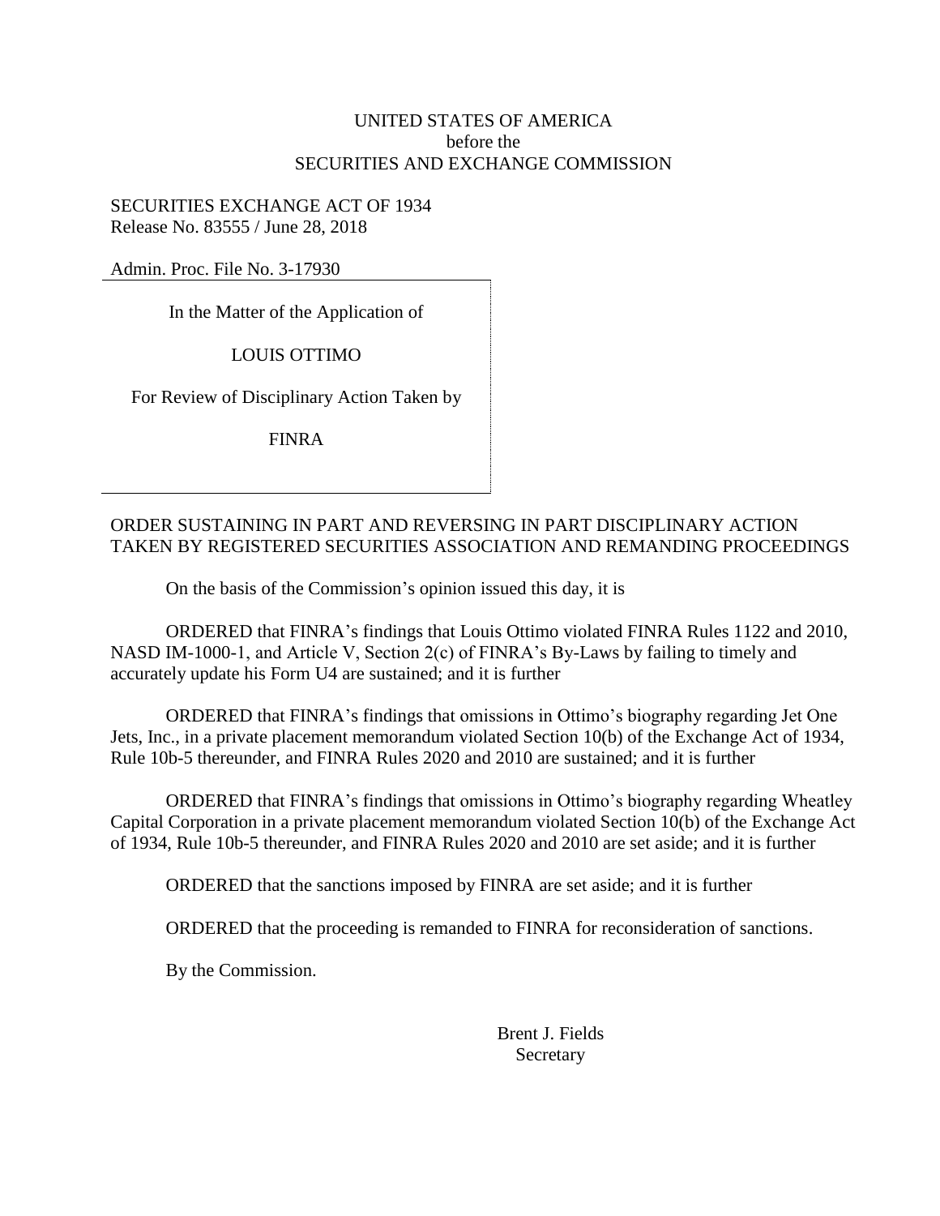UNITED STATES OF AMERICA
before the
SECURITIES AND EXCHANGE COMMISSION

SECURITIES EXCHANGE ACT OF 1934
Release No. 83555 / June 28, 2018

Admin. Proc. File No. 3-17930

In the Matter of the Application of

LOUIS OTTIMO

For Review of Disciplinary Action Taken by

FINRA

ORDER SUSTAINING IN PART AND REVERSING IN PART DISCIPLINARY ACTION TAKEN BY REGISTERED SECURITIES ASSOCIATION AND REMANDING PROCEEDINGS

On the basis of the Commission's opinion issued this day, it is

ORDERED that FINRA's findings that Louis Ottimo violated FINRA Rules 1122 and 2010, NASD IM-1000-1, and Article V, Section 2(c) of FINRA's By-Laws by failing to timely and accurately update his Form U4 are sustained; and it is further

ORDERED that FINRA's findings that omissions in Ottimo's biography regarding Jet One Jets, Inc., in a private placement memorandum violated Section 10(b) of the Exchange Act of 1934, Rule 10b-5 thereunder, and FINRA Rules 2020 and 2010 are sustained; and it is further

ORDERED that FINRA's findings that omissions in Ottimo's biography regarding Wheatley Capital Corporation in a private placement memorandum violated Section 10(b) of the Exchange Act of 1934, Rule 10b-5 thereunder, and FINRA Rules 2020 and 2010 are set aside; and it is further

ORDERED that the sanctions imposed by FINRA are set aside; and it is further

ORDERED that the proceeding is remanded to FINRA for reconsideration of sanctions.

By the Commission.

Brent J. Fields
Secretary